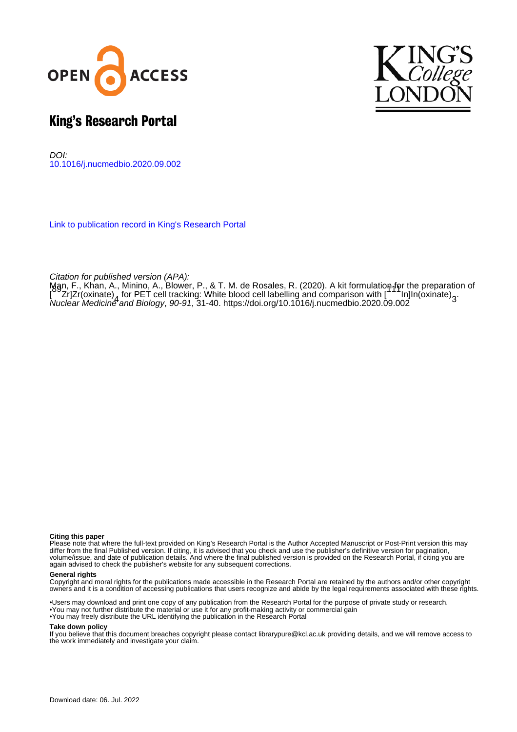# King's Research Portal

DOI:
10.1016/j.nucmedbio.2020.09.002

Link to publication record in King's Research Portal

*Citation for published version (APA):*
Man, F., Khan, A., Minino, A., Blower, P., & T. M. de Rosales, R. (2020). A kit formulation for the preparation of [$^{89}$Zr]Zr(oxinate)$_4$ for PET cell tracking: White blood cell labelling and comparison with [$^{111}$In]In(oxinate)$_3$. *Nuclear Medicine and Biology*, *90-91*, 31-40. https://doi.org/10.1016/j.nucmedbio.2020.09.002

**Citing this paper**
Please note that where the full-text provided on King's Research Portal is the Author Accepted Manuscript or Post-Print version this may differ from the final Published version. If citing, it is advised that you check and use the publisher's definitive version for pagination, volume/issue, and date of publication details. And where the final published version is provided on the Research Portal, if citing you are again advised to check the publisher's website for any subsequent corrections.

**General rights**
Copyright and moral rights for the publications made accessible in the Research Portal are retained by the authors and/or other copyright owners and it is a condition of accessing publications that users recognize and abide by the legal requirements associated with these rights.

- Users may download and print one copy of any publication from the Research Portal for the purpose of private study or research.
- You may not further distribute the material or use it for any profit-making activity or commercial gain
- You may freely distribute the URL identifying the publication in the Research Portal

**Take down policy**
If you believe that this document breaches copyright please contact librarypure@kcl.ac.uk providing details, and we will remove access to the work immediately and investigate your claim.

Download date: 06. Jul. 2022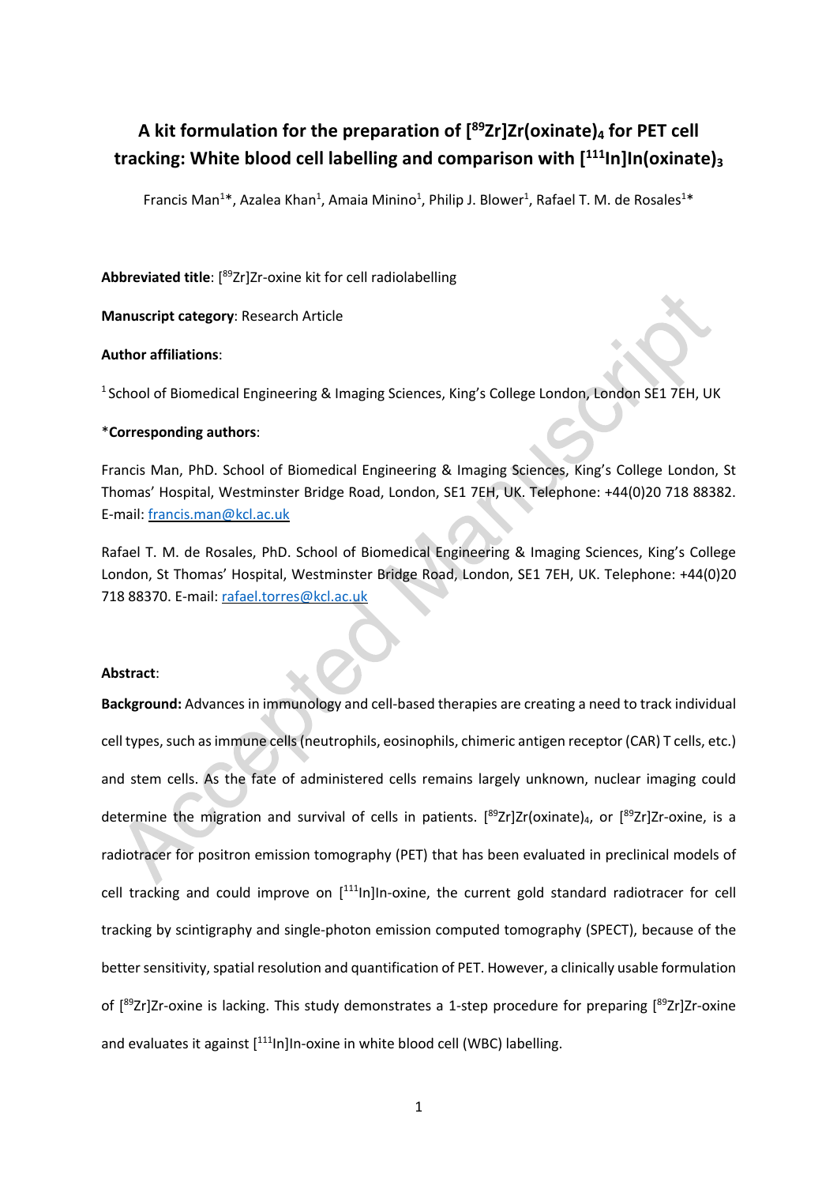# A kit formulation for the preparation of [$^{89}$Zr]Zr(oxinate)$_4$ for PET cell tracking: White blood cell labelling and comparison with [$^{111}$In]In(oxinate)$_3$

Francis Man[1]*, Azalea Khan[1], Amaia Minino[1], Philip J. Blower[1], Rafael T. M. de Rosales[1]*

**Abbreviated title**: [$^{89}$Zr]Zr-oxine kit for cell radiolabelling

**Manuscript category**: Research Article

**Author affiliations**:

[1] School of Biomedical Engineering & Imaging Sciences, King's College London, London SE1 7EH, UK

***Corresponding authors**:

Francis Man, PhD. School of Biomedical Engineering & Imaging Sciences, King's College London, St Thomas' Hospital, Westminster Bridge Road, London, SE1 7EH, UK. Telephone: +44(0)20 718 88382. E-mail: francis.man@kcl.ac.uk

Rafael T. M. de Rosales, PhD. School of Biomedical Engineering & Imaging Sciences, King's College London, St Thomas' Hospital, Westminster Bridge Road, London, SE1 7EH, UK. Telephone: +44(0)20 718 88370. E-mail: rafael.torres@kcl.ac.uk

**Abstract**:

**Background:** Advances in immunology and cell-based therapies are creating a need to track individual cell types, such as immune cells (neutrophils, eosinophils, chimeric antigen receptor (CAR) T cells, etc.) and stem cells. As the fate of administered cells remains largely unknown, nuclear imaging could determine the migration and survival of cells in patients. [$^{89}$Zr]Zr(oxinate)$_4$, or [$^{89}$Zr]Zr-oxine, is a radiotracer for positron emission tomography (PET) that has been evaluated in preclinical models of cell tracking and could improve on [$^{111}$In]In-oxine, the current gold standard radiotracer for cell tracking by scintigraphy and single-photon emission computed tomography (SPECT), because of the better sensitivity, spatial resolution and quantification of PET. However, a clinically usable formulation of [$^{89}$Zr]Zr-oxine is lacking. This study demonstrates a 1-step procedure for preparing [$^{89}$Zr]Zr-oxine and evaluates it against [$^{111}$In]In-oxine in white blood cell (WBC) labelling.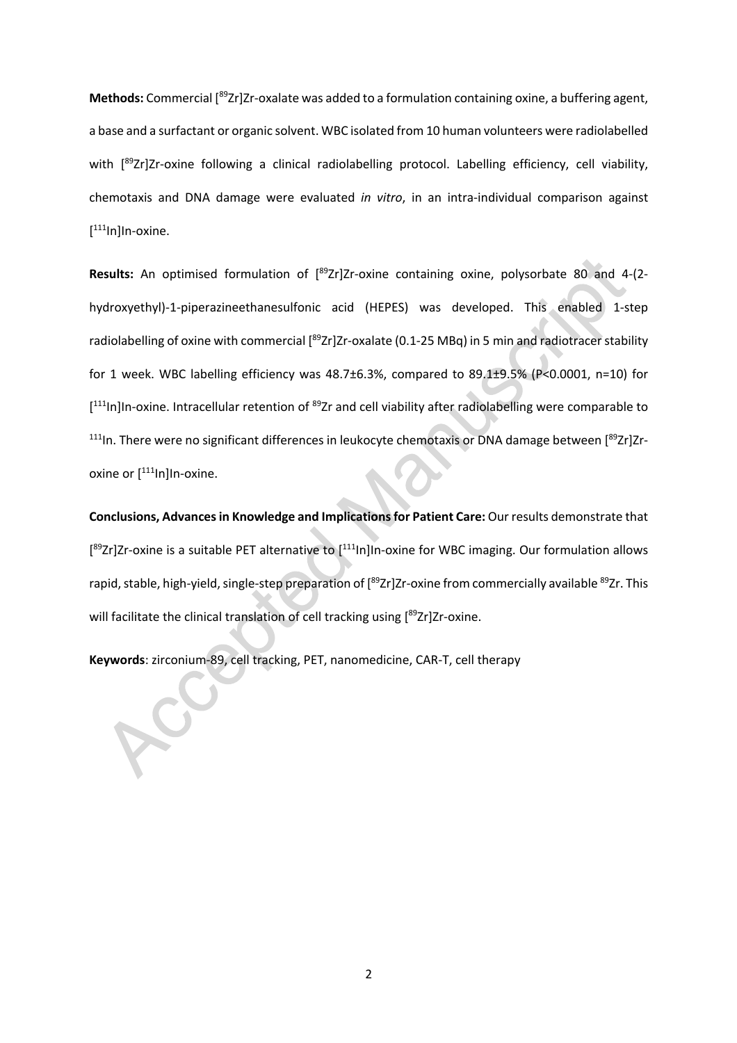**Methods:** Commercial [$^{89}$Zr]Zr-oxalate was added to a formulation containing oxine, a buffering agent, a base and a surfactant or organic solvent. WBC isolated from 10 human volunteers were radiolabelled with [$^{89}$Zr]Zr-oxine following a clinical radiolabelling protocol. Labelling efficiency, cell viability, chemotaxis and DNA damage were evaluated *in vitro*, in an intra-individual comparison against [$^{111}$In]In-oxine.

**Results:** An optimised formulation of [$^{89}$Zr]Zr-oxine containing oxine, polysorbate 80 and 4-(2-hydroxyethyl)-1-piperazineethanesulfonic acid (HEPES) was developed. This enabled 1-step radiolabelling of oxine with commercial [$^{89}$Zr]Zr-oxalate (0.1-25 MBq) in 5 min and radiotracer stability for 1 week. WBC labelling efficiency was 48.7±6.3%, compared to 89.1±9.5% ($P<0.0001$, n=10) for [$^{111}$In]In-oxine. Intracellular retention of $^{89}$Zr and cell viability after radiolabelling were comparable to $^{111}$In. There were no significant differences in leukocyte chemotaxis or DNA damage between [$^{89}$Zr]Zr-oxine or [$^{111}$In]In-oxine.

**Conclusions, Advances in Knowledge and Implications for Patient Care:** Our results demonstrate that [$^{89}$Zr]Zr-oxine is a suitable PET alternative to [$^{111}$In]In-oxine for WBC imaging. Our formulation allows rapid, stable, high-yield, single-step preparation of [$^{89}$Zr]Zr-oxine from commercially available $^{89}$Zr. This will facilitate the clinical translation of cell tracking using [$^{89}$Zr]Zr-oxine.

**Keywords**: zirconium-89, cell tracking, PET, nanomedicine, CAR-T, cell therapy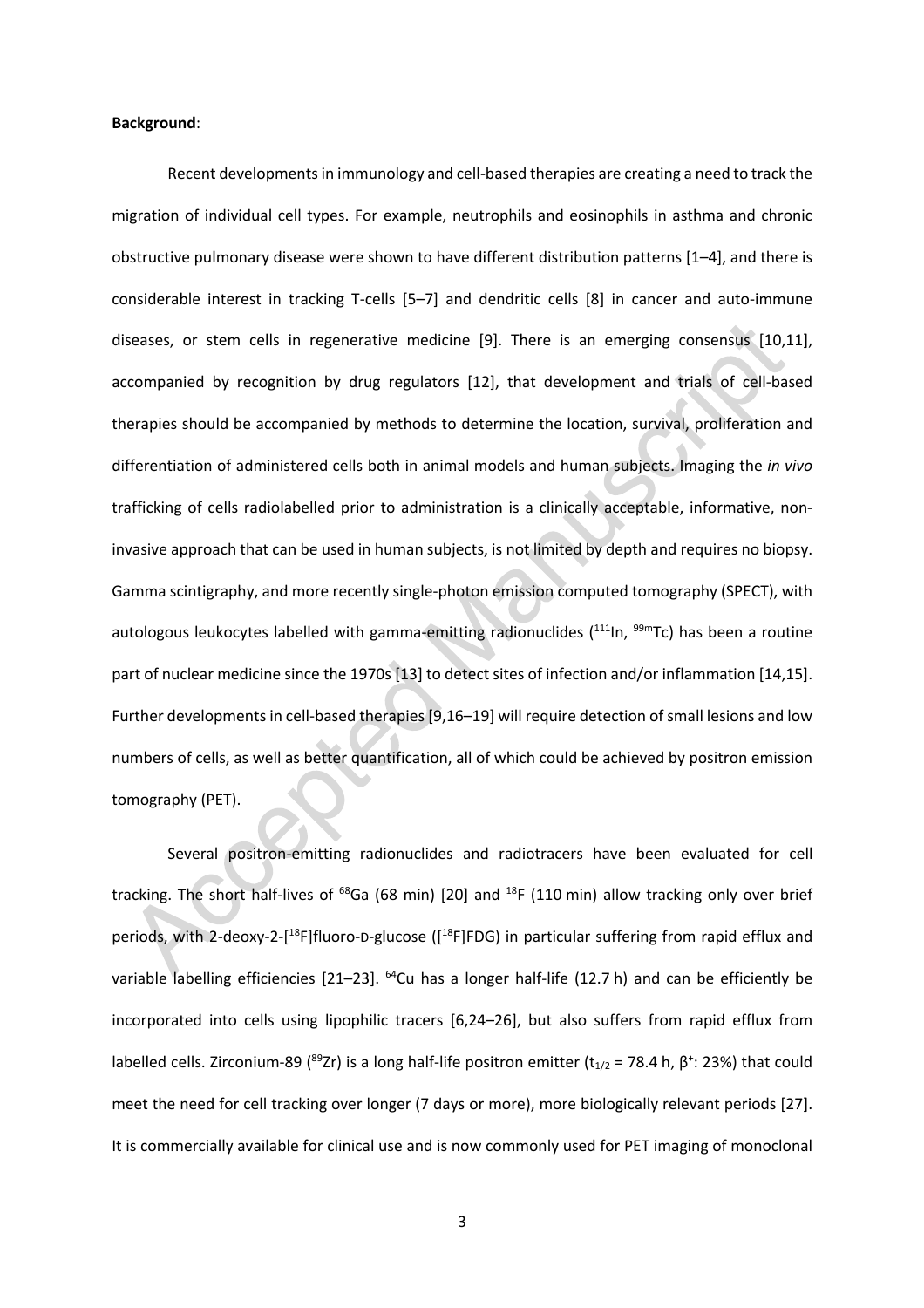**Background**:

Recent developments in immunology and cell-based therapies are creating a need to track the migration of individual cell types. For example, neutrophils and eosinophils in asthma and chronic obstructive pulmonary disease were shown to have different distribution patterns [1–4], and there is considerable interest in tracking T-cells [5–7] and dendritic cells [8] in cancer and auto-immune diseases, or stem cells in regenerative medicine [9]. There is an emerging consensus [10,11], accompanied by recognition by drug regulators [12], that development and trials of cell-based therapies should be accompanied by methods to determine the location, survival, proliferation and differentiation of administered cells both in animal models and human subjects. Imaging the *in vivo* trafficking of cells radiolabelled prior to administration is a clinically acceptable, informative, non-invasive approach that can be used in human subjects, is not limited by depth and requires no biopsy. Gamma scintigraphy, and more recently single-photon emission computed tomography (SPECT), with autologous leukocytes labelled with gamma-emitting radionuclides ($^{111}$In, $^{99m}$Tc) has been a routine part of nuclear medicine since the 1970s [13] to detect sites of infection and/or inflammation [14,15]. Further developments in cell-based therapies [9,16–19] will require detection of small lesions and low numbers of cells, as well as better quantification, all of which could be achieved by positron emission tomography (PET).

Several positron-emitting radionuclides and radiotracers have been evaluated for cell tracking. The short half-lives of $^{68}$Ga (68 min) [20] and $^{18}$F (110 min) allow tracking only over brief periods, with 2-deoxy-2-[$^{18}$F]fluoro-D-glucose ([$^{18}$F]FDG) in particular suffering from rapid efflux and variable labelling efficiencies [21–23]. $^{64}$Cu has a longer half-life (12.7 h) and can be efficiently be incorporated into cells using lipophilic tracers [6,24–26], but also suffers from rapid efflux from labelled cells. Zirconium-89 ($^{89}$Zr) is a long half-life positron emitter ($t_{1/2}$ = 78.4 h, $\beta^+$: 23%) that could meet the need for cell tracking over longer (7 days or more), more biologically relevant periods [27]. It is commercially available for clinical use and is now commonly used for PET imaging of monoclonal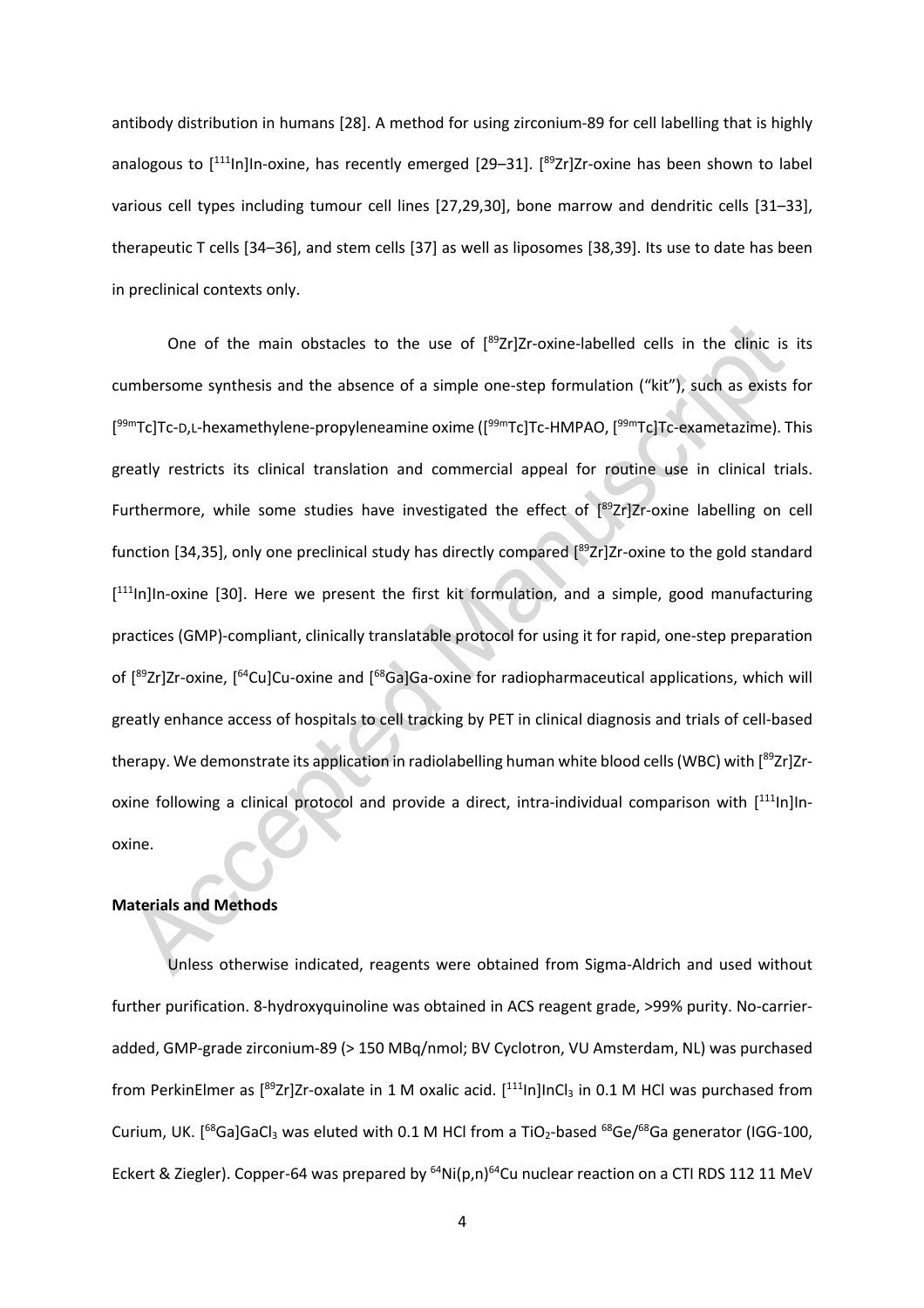antibody distribution in humans [28]. A method for using zirconium-89 for cell labelling that is highly analogous to [$^{111}$In]In-oxine, has recently emerged [29–31]. [$^{89}$Zr]Zr-oxine has been shown to label various cell types including tumour cell lines [27,29,30], bone marrow and dendritic cells [31–33], therapeutic T cells [34–36], and stem cells [37] as well as liposomes [38,39]. Its use to date has been in preclinical contexts only.

One of the main obstacles to the use of [$^{89}$Zr]Zr-oxine-labelled cells in the clinic is its cumbersome synthesis and the absence of a simple one-step formulation ("kit"), such as exists for [$^{99m}$Tc]Tc-D,L-hexamethylene-propyleneamine oxime ([$^{99m}$Tc]Tc-HMPAO, [$^{99m}$Tc]Tc-exametazime). This greatly restricts its clinical translation and commercial appeal for routine use in clinical trials. Furthermore, while some studies have investigated the effect of [$^{89}$Zr]Zr-oxine labelling on cell function [34,35], only one preclinical study has directly compared [$^{89}$Zr]Zr-oxine to the gold standard [$^{111}$In]In-oxine [30]. Here we present the first kit formulation, and a simple, good manufacturing practices (GMP)-compliant, clinically translatable protocol for using it for rapid, one-step preparation of [$^{89}$Zr]Zr-oxine, [$^{64}$Cu]Cu-oxine and [$^{68}$Ga]Ga-oxine for radiopharmaceutical applications, which will greatly enhance access of hospitals to cell tracking by PET in clinical diagnosis and trials of cell-based therapy. We demonstrate its application in radiolabelling human white blood cells (WBC) with [$^{89}$Zr]Zr-oxine following a clinical protocol and provide a direct, intra-individual comparison with [$^{111}$In]In-oxine.

## Materials and Methods

Unless otherwise indicated, reagents were obtained from Sigma-Aldrich and used without further purification. 8-hydroxyquinoline was obtained in ACS reagent grade, >99% purity. No-carrier-added, GMP-grade zirconium-89 (> 150 MBq/nmol; BV Cyclotron, VU Amsterdam, NL) was purchased from PerkinElmer as [$^{89}$Zr]Zr-oxalate in 1 M oxalic acid. [$^{111}$In]$InCl_3$ in 0.1 M HCl was purchased from Curium, UK. [$^{68}$Ga]$GaCl_3$ was eluted with 0.1 M HCl from a $TiO_2$-based $^{68}$Ge/$^{68}$Ga generator (IGG-100, Eckert & Ziegler). Copper-64 was prepared by $^{64}$Ni(p,n)$^{64}$Cu nuclear reaction on a CTI RDS 112 11 MeV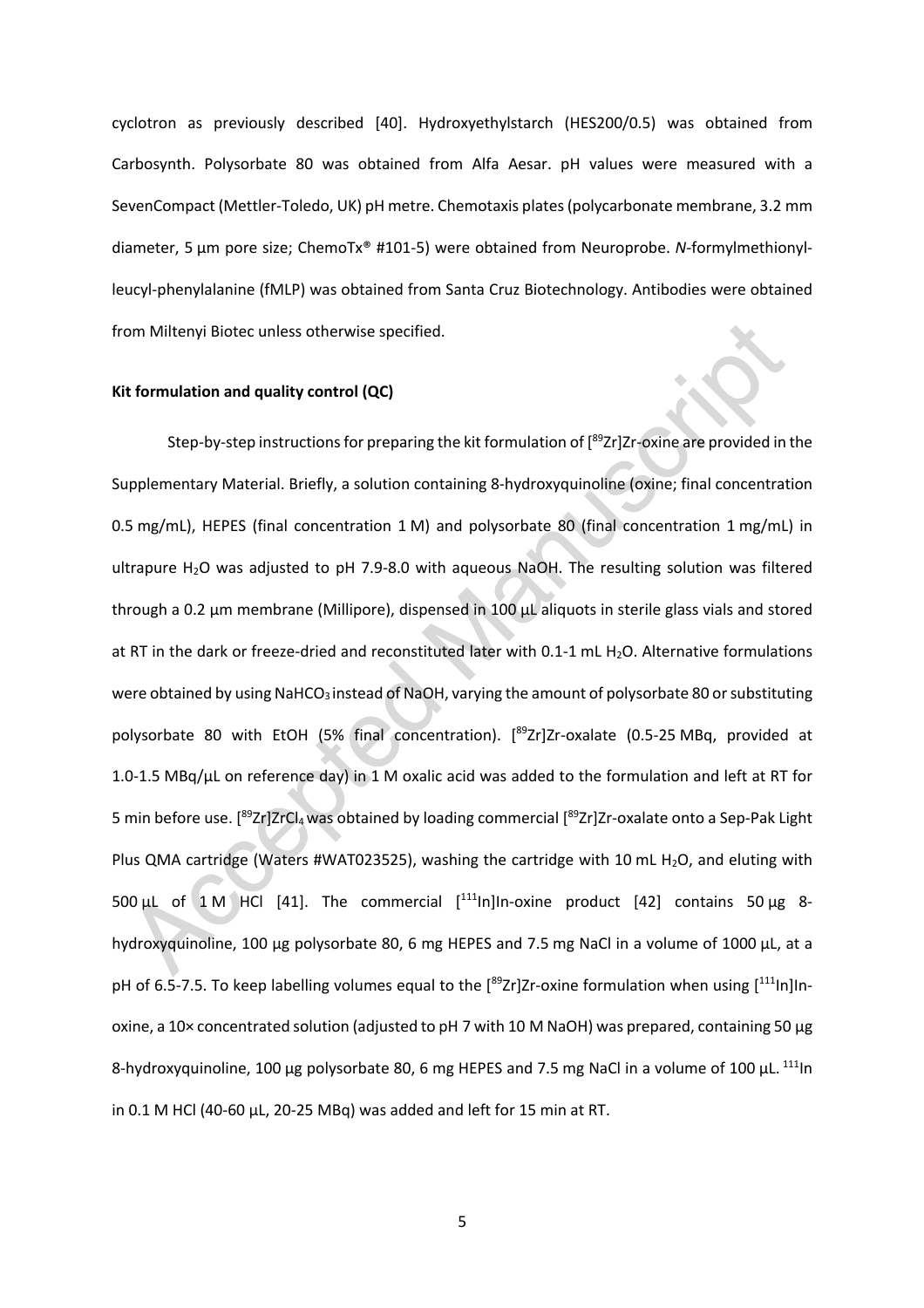cyclotron as previously described [40]. Hydroxyethylstarch (HES200/0.5) was obtained from Carbosynth. Polysorbate 80 was obtained from Alfa Aesar. pH values were measured with a SevenCompact (Mettler-Toledo, UK) pH metre. Chemotaxis plates (polycarbonate membrane, 3.2 mm diameter, 5 µm pore size; ChemoTx® #101-5) were obtained from Neuroprobe. *N*-formylmethionyl-leucyl-phenylalanine (fMLP) was obtained from Santa Cruz Biotechnology. Antibodies were obtained from Miltenyi Biotec unless otherwise specified.

**Kit formulation and quality control (QC)**

Step-by-step instructions for preparing the kit formulation of [$^{89}$Zr]Zr-oxine are provided in the Supplementary Material. Briefly, a solution containing 8-hydroxyquinoline (oxine; final concentration 0.5 mg/mL), HEPES (final concentration 1 M) and polysorbate 80 (final concentration 1 mg/mL) in ultrapure $H_2O$ was adjusted to pH 7.9-8.0 with aqueous NaOH. The resulting solution was filtered through a 0.2 µm membrane (Millipore), dispensed in 100 µL aliquots in sterile glass vials and stored at RT in the dark or freeze-dried and reconstituted later with 0.1-1 mL $H_2O$. Alternative formulations were obtained by using $NaHCO_3$ instead of NaOH, varying the amount of polysorbate 80 or substituting polysorbate 80 with EtOH (5% final concentration). [$^{89}$Zr]Zr-oxalate (0.5-25 MBq, provided at 1.0-1.5 MBq/µL on reference day) in 1 M oxalic acid was added to the formulation and left at RT for 5 min before use. [$^{89}$Zr]$ZrCl_4$ was obtained by loading commercial [$^{89}$Zr]Zr-oxalate onto a Sep-Pak Light Plus QMA cartridge (Waters #WAT023525), washing the cartridge with 10 mL $H_2O$, and eluting with 500 µL of 1 M HCl [41]. The commercial [$^{111}$In]In-oxine product [42] contains 50 µg 8-hydroxyquinoline, 100 µg polysorbate 80, 6 mg HEPES and 7.5 mg NaCl in a volume of 1000 µL, at a pH of 6.5-7.5. To keep labelling volumes equal to the [$^{89}$Zr]Zr-oxine formulation when using [$^{111}$In]In-oxine, a 10× concentrated solution (adjusted to pH 7 with 10 M NaOH) was prepared, containing 50 µg 8-hydroxyquinoline, 100 µg polysorbate 80, 6 mg HEPES and 7.5 mg NaCl in a volume of 100 µL. $^{111}$In in 0.1 M HCl (40-60 µL, 20-25 MBq) was added and left for 15 min at RT.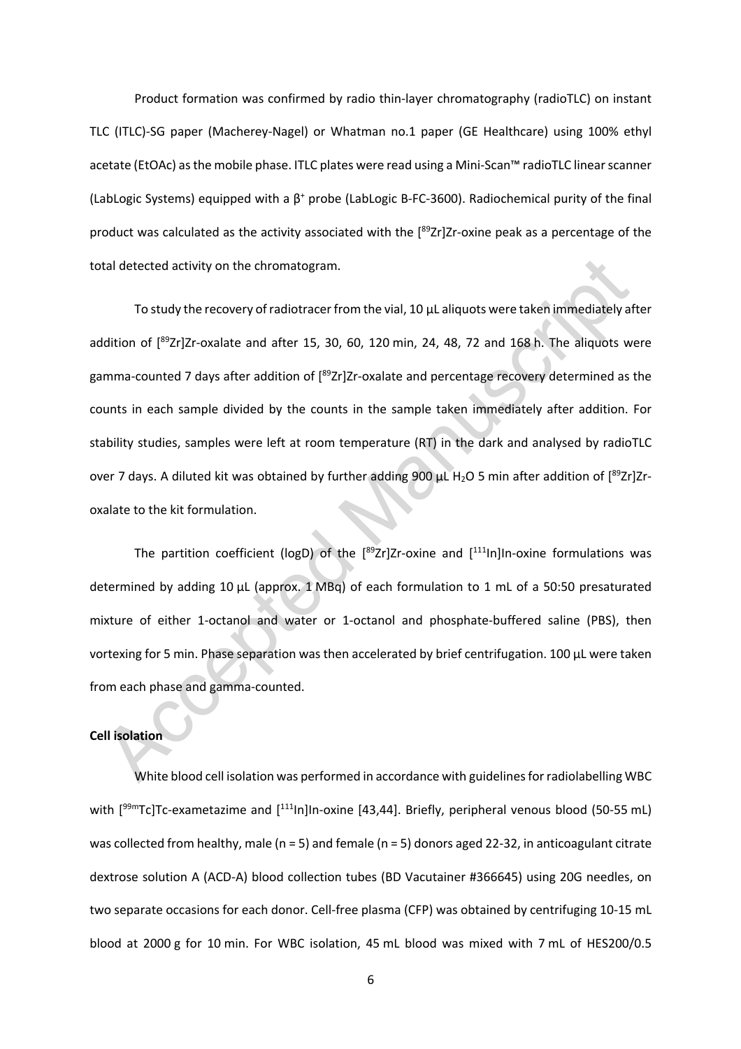Product formation was confirmed by radio thin-layer chromatography (radioTLC) on instant TLC (ITLC)-SG paper (Macherey-Nagel) or Whatman no.1 paper (GE Healthcare) using 100% ethyl acetate (EtOAc) as the mobile phase. ITLC plates were read using a Mini-Scan™ radioTLC linear scanner (LabLogic Systems) equipped with a $\beta^+$ probe (LabLogic B-FC-3600). Radiochemical purity of the final product was calculated as the activity associated with the [$^{89}$Zr]Zr-oxine peak as a percentage of the total detected activity on the chromatogram.

To study the recovery of radiotracer from the vial, 10 µL aliquots were taken immediately after addition of [$^{89}$Zr]Zr-oxalate and after 15, 30, 60, 120 min, 24, 48, 72 and 168 h. The aliquots were gamma-counted 7 days after addition of [$^{89}$Zr]Zr-oxalate and percentage recovery determined as the counts in each sample divided by the counts in the sample taken immediately after addition. For stability studies, samples were left at room temperature (RT) in the dark and analysed by radioTLC over 7 days. A diluted kit was obtained by further adding 900 µL $H_2O$ 5 min after addition of [$^{89}$Zr]Zr-oxalate to the kit formulation.

The partition coefficient (logD) of the [$^{89}$Zr]Zr-oxine and [$^{111}$In]In-oxine formulations was determined by adding 10 µL (approx. 1 MBq) of each formulation to 1 mL of a 50:50 presaturated mixture of either 1-octanol and water or 1-octanol and phosphate-buffered saline (PBS), then vortexing for 5 min. Phase separation was then accelerated by brief centrifugation. 100 µL were taken from each phase and gamma-counted.

**Cell isolation**

White blood cell isolation was performed in accordance with guidelines for radiolabelling WBC with [$^{99m}$Tc]Tc-exametazime and [$^{111}$In]In-oxine [43,44]. Briefly, peripheral venous blood (50-55 mL) was collected from healthy, male (n = 5) and female (n = 5) donors aged 22-32, in anticoagulant citrate dextrose solution A (ACD-A) blood collection tubes (BD Vacutainer #366645) using 20G needles, on two separate occasions for each donor. Cell-free plasma (CFP) was obtained by centrifuging 10-15 mL blood at 2000 g for 10 min. For WBC isolation, 45 mL blood was mixed with 7 mL of HES200/0.5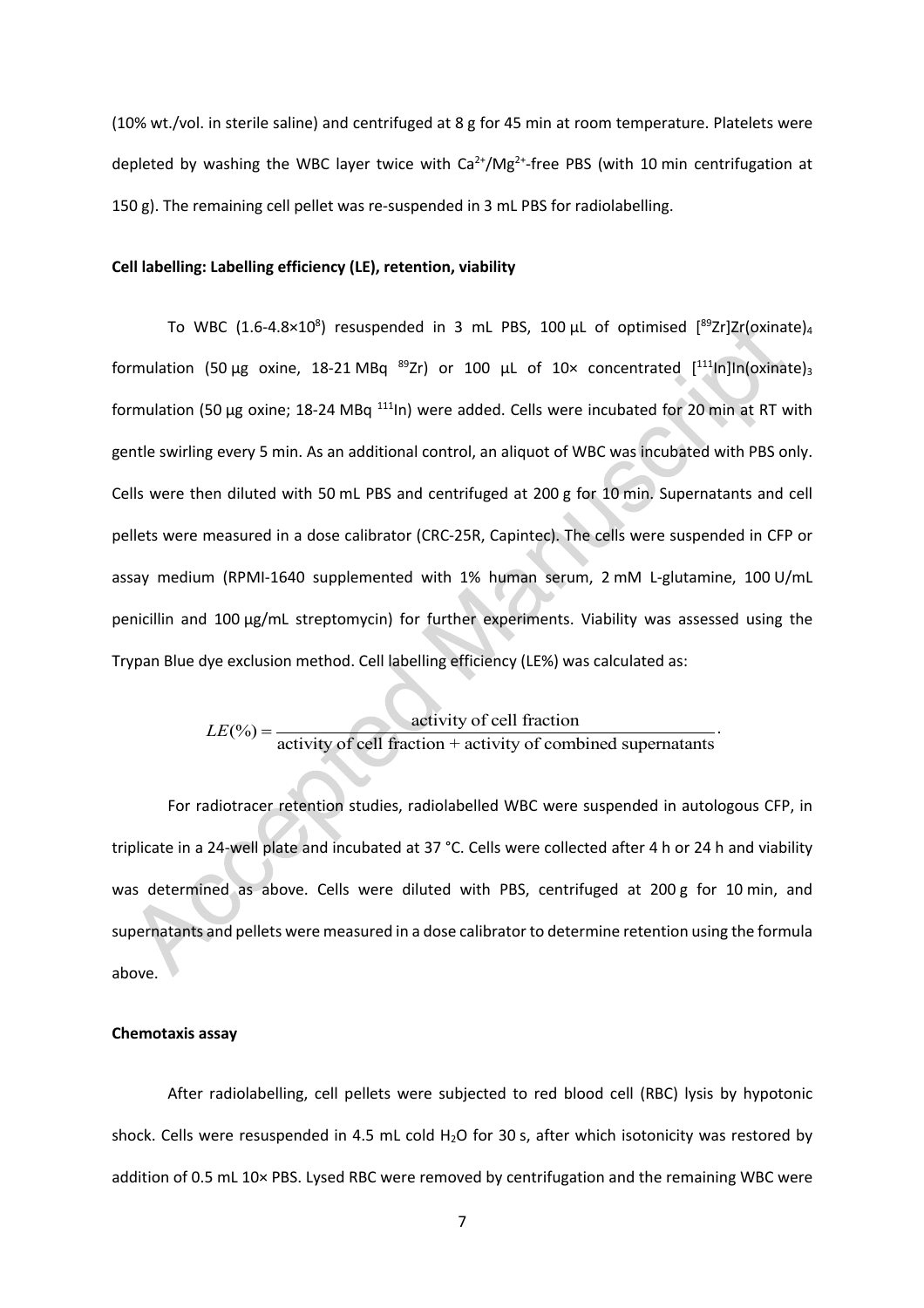(10% wt./vol. in sterile saline) and centrifuged at 8 g for 45 min at room temperature. Platelets were depleted by washing the WBC layer twice with $Ca^{2+}$/$Mg^{2+}$-free PBS (with 10 min centrifugation at 150 g). The remaining cell pellet was re-suspended in 3 mL PBS for radiolabelling.

**Cell labelling: Labelling efficiency (LE), retention, viability**

To WBC (1.6-4.8×$10^8$) resuspended in 3 mL PBS, 100 µL of optimised [$^{89}$Zr]Zr(oxinate)$_4$ formulation (50 µg oxine, 18-21 MBq $^{89}$Zr) or 100 µL of 10× concentrated [$^{111}$In]In(oxinate)$_3$ formulation (50 µg oxine; 18-24 MBq $^{111}$In) were added. Cells were incubated for 20 min at RT with gentle swirling every 5 min. As an additional control, an aliquot of WBC was incubated with PBS only. Cells were then diluted with 50 mL PBS and centrifuged at 200 g for 10 min. Supernatants and cell pellets were measured in a dose calibrator (CRC-25R, Capintec). The cells were suspended in CFP or assay medium (RPMI-1640 supplemented with 1% human serum, 2 mM L-glutamine, 100 U/mL penicillin and 100 µg/mL streptomycin) for further experiments. Viability was assessed using the Trypan Blue dye exclusion method. Cell labelling efficiency (LE%) was calculated as:

$$LE(\%) = \frac{\text{activity of cell fraction}}{\text{activity of cell fraction} + \text{activity of combined supernatants}}.$$

For radiotracer retention studies, radiolabelled WBC were suspended in autologous CFP, in triplicate in a 24-well plate and incubated at 37 °C. Cells were collected after 4 h or 24 h and viability was determined as above. Cells were diluted with PBS, centrifuged at 200 g for 10 min, and supernatants and pellets were measured in a dose calibrator to determine retention using the formula above.

**Chemotaxis assay**

After radiolabelling, cell pellets were subjected to red blood cell (RBC) lysis by hypotonic shock. Cells were resuspended in 4.5 mL cold $H_2O$ for 30 s, after which isotonicity was restored by addition of 0.5 mL 10× PBS. Lysed RBC were removed by centrifugation and the remaining WBC were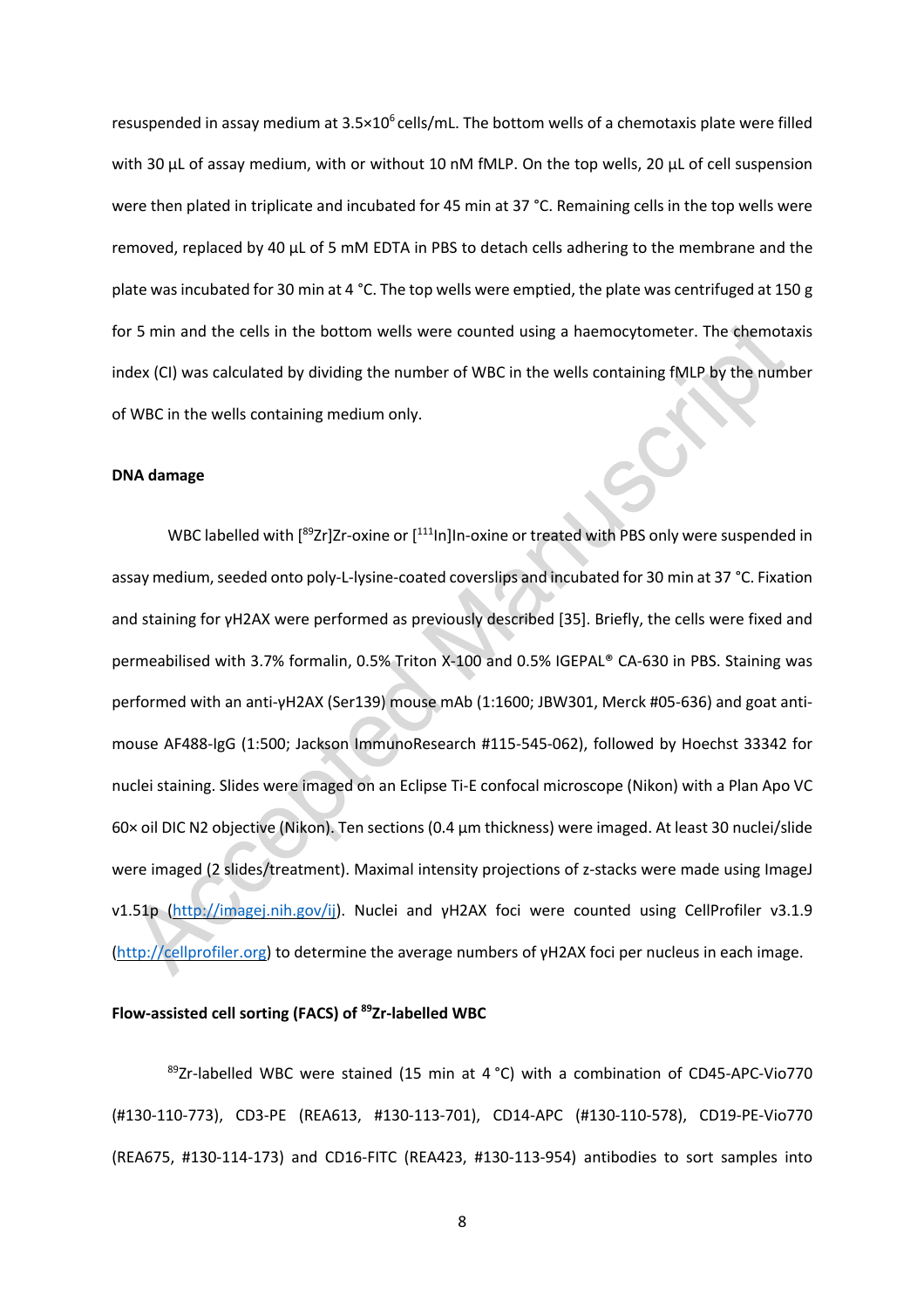resuspended in assay medium at $3.5\times10^6$ cells/mL. The bottom wells of a chemotaxis plate were filled with 30 µL of assay medium, with or without 10 nM fMLP. On the top wells, 20 µL of cell suspension were then plated in triplicate and incubated for 45 min at 37 °C. Remaining cells in the top wells were removed, replaced by 40 µL of 5 mM EDTA in PBS to detach cells adhering to the membrane and the plate was incubated for 30 min at 4 °C. The top wells were emptied, the plate was centrifuged at 150 g for 5 min and the cells in the bottom wells were counted using a haemocytometer. The chemotaxis index (CI) was calculated by dividing the number of WBC in the wells containing fMLP by the number of WBC in the wells containing medium only.

**DNA damage**

WBC labelled with [$^{89}$Zr]Zr-oxine or [$^{111}$In]In-oxine or treated with PBS only were suspended in assay medium, seeded onto poly-L-lysine-coated coverslips and incubated for 30 min at 37 °C. Fixation and staining for γH2AX were performed as previously described [35]. Briefly, the cells were fixed and permeabilised with 3.7% formalin, 0.5% Triton X-100 and 0.5% IGEPAL® CA-630 in PBS. Staining was performed with an anti-γH2AX (Ser139) mouse mAb (1:1600; JBW301, Merck #05-636) and goat anti-mouse AF488-IgG (1:500; Jackson ImmunoResearch #115-545-062), followed by Hoechst 33342 for nuclei staining. Slides were imaged on an Eclipse Ti-E confocal microscope (Nikon) with a Plan Apo VC 60× oil DIC N2 objective (Nikon). Ten sections (0.4 µm thickness) were imaged. At least 30 nuclei/slide were imaged (2 slides/treatment). Maximal intensity projections of z-stacks were made using ImageJ v1.51p (http://imagej.nih.gov/ij). Nuclei and γH2AX foci were counted using CellProfiler v3.1.9 (http://cellprofiler.org) to determine the average numbers of γH2AX foci per nucleus in each image.

**Flow-assisted cell sorting (FACS) of $^{89}$Zr-labelled WBC**

$^{89}$Zr-labelled WBC were stained (15 min at 4 °C) with a combination of CD45-APC-Vio770 (#130-110-773), CD3-PE (REA613, #130-113-701), CD14-APC (#130-110-578), CD19-PE-Vio770 (REA675, #130-114-173) and CD16-FITC (REA423, #130-113-954) antibodies to sort samples into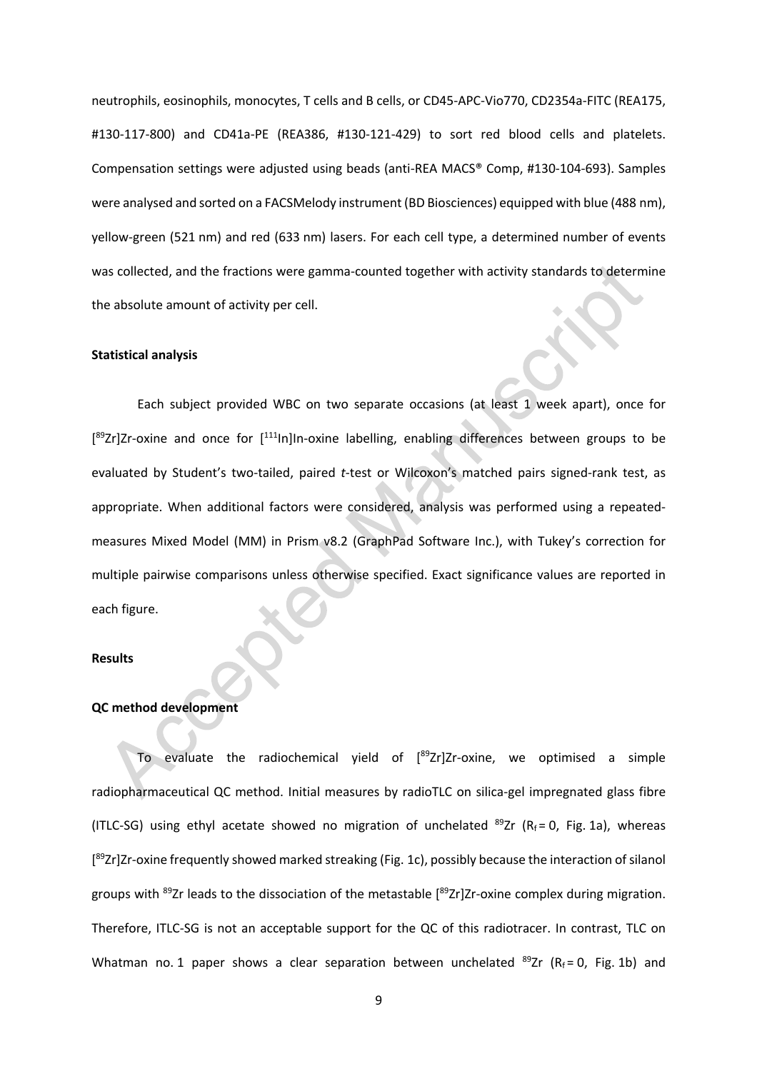neutrophils, eosinophils, monocytes, T cells and B cells, or CD45-APC-Vio770, CD2354a-FITC (REA175, #130-117-800) and CD41a-PE (REA386, #130-121-429) to sort red blood cells and platelets. Compensation settings were adjusted using beads (anti-REA MACS® Comp, #130-104-693). Samples were analysed and sorted on a FACSMelody instrument (BD Biosciences) equipped with blue (488 nm), yellow-green (521 nm) and red (633 nm) lasers. For each cell type, a determined number of events was collected, and the fractions were gamma-counted together with activity standards to determine the absolute amount of activity per cell.

**Statistical analysis**

Each subject provided WBC on two separate occasions (at least 1 week apart), once for [$^{89}$Zr]Zr-oxine and once for [$^{111}$In]In-oxine labelling, enabling differences between groups to be evaluated by Student's two-tailed, paired *t*-test or Wilcoxon's matched pairs signed-rank test, as appropriate. When additional factors were considered, analysis was performed using a repeated-measures Mixed Model (MM) in Prism v8.2 (GraphPad Software Inc.), with Tukey's correction for multiple pairwise comparisons unless otherwise specified. Exact significance values are reported in each figure.

**Results**

**QC method development**

To evaluate the radiochemical yield of [$^{89}$Zr]Zr-oxine, we optimised a simple radiopharmaceutical QC method. Initial measures by radioTLC on silica-gel impregnated glass fibre (ITLC-SG) using ethyl acetate showed no migration of unchelated $^{89}$Zr ($R_f = 0$, Fig. 1a), whereas [$^{89}$Zr]Zr-oxine frequently showed marked streaking (Fig. 1c), possibly because the interaction of silanol groups with $^{89}$Zr leads to the dissociation of the metastable [$^{89}$Zr]Zr-oxine complex during migration. Therefore, ITLC-SG is not an acceptable support for the QC of this radiotracer. In contrast, TLC on Whatman no. 1 paper shows a clear separation between unchelated $^{89}$Zr ($R_f = 0$, Fig. 1b) and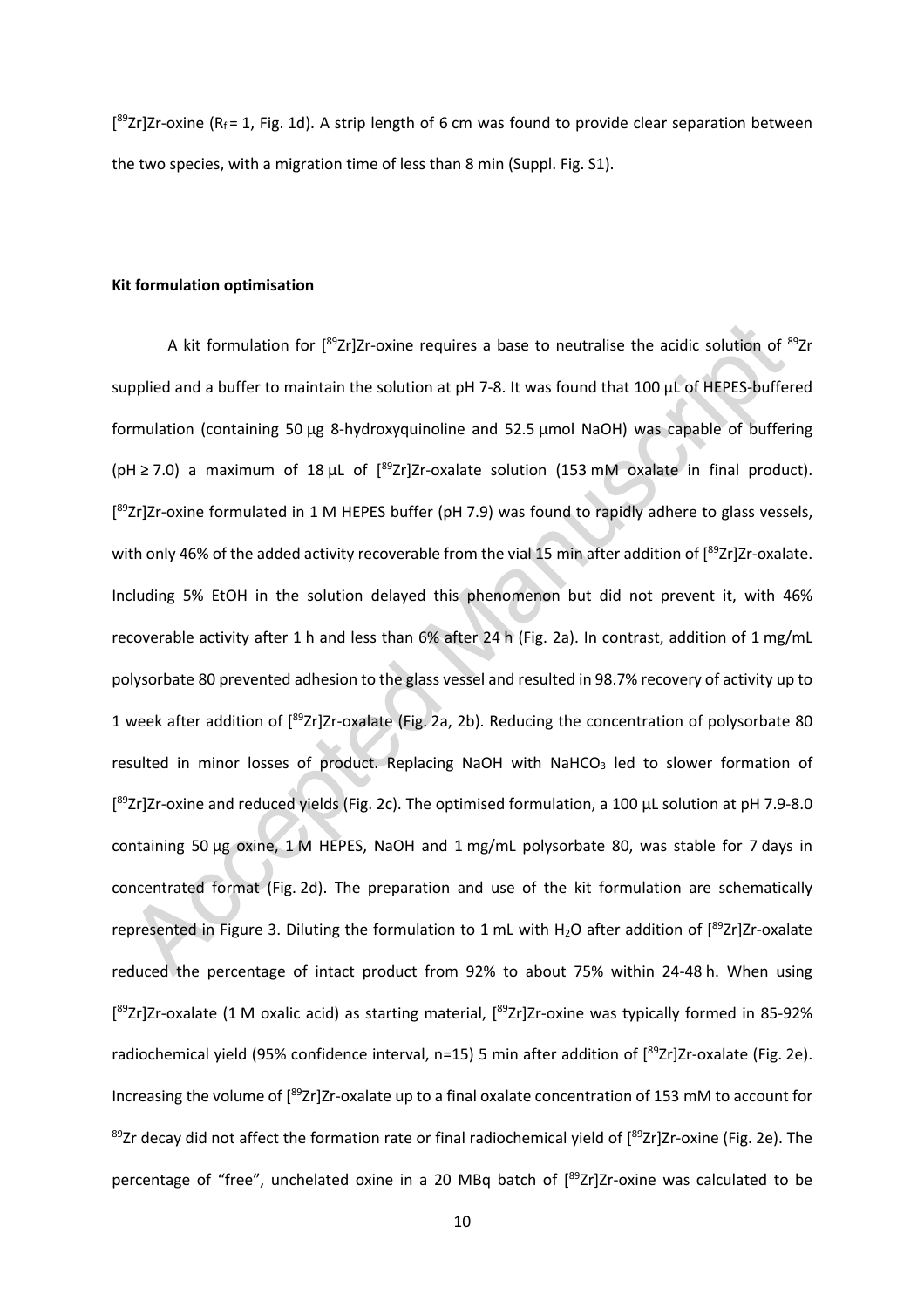[$^{89}$Zr]Zr-oxine ($R_f = 1$, Fig. 1d). A strip length of 6 cm was found to provide clear separation between the two species, with a migration time of less than 8 min (Suppl. Fig. S1).

**Kit formulation optimisation**

A kit formulation for [$^{89}$Zr]Zr-oxine requires a base to neutralise the acidic solution of $^{89}$Zr supplied and a buffer to maintain the solution at pH 7-8. It was found that 100 µL of HEPES-buffered formulation (containing 50 µg 8-hydroxyquinoline and 52.5 µmol NaOH) was capable of buffering (pH ≥ 7.0) a maximum of 18 µL of [$^{89}$Zr]Zr-oxalate solution (153 mM oxalate in final product). [$^{89}$Zr]Zr-oxine formulated in 1 M HEPES buffer (pH 7.9) was found to rapidly adhere to glass vessels, with only 46% of the added activity recoverable from the vial 15 min after addition of [$^{89}$Zr]Zr-oxalate. Including 5% EtOH in the solution delayed this phenomenon but did not prevent it, with 46% recoverable activity after 1 h and less than 6% after 24 h (Fig. 2a). In contrast, addition of 1 mg/mL polysorbate 80 prevented adhesion to the glass vessel and resulted in 98.7% recovery of activity up to 1 week after addition of [$^{89}$Zr]Zr-oxalate (Fig. 2a, 2b). Reducing the concentration of polysorbate 80 resulted in minor losses of product. Replacing NaOH with $NaHCO_3$ led to slower formation of [$^{89}$Zr]Zr-oxine and reduced yields (Fig. 2c). The optimised formulation, a 100 µL solution at pH 7.9-8.0 containing 50 µg oxine, 1 M HEPES, NaOH and 1 mg/mL polysorbate 80, was stable for 7 days in concentrated format (Fig. 2d). The preparation and use of the kit formulation are schematically represented in Figure 3. Diluting the formulation to 1 mL with $H_2O$ after addition of [$^{89}$Zr]Zr-oxalate reduced the percentage of intact product from 92% to about 75% within 24-48 h. When using [$^{89}$Zr]Zr-oxalate (1 M oxalic acid) as starting material, [$^{89}$Zr]Zr-oxine was typically formed in 85-92% radiochemical yield (95% confidence interval, n=15) 5 min after addition of [$^{89}$Zr]Zr-oxalate (Fig. 2e). Increasing the volume of [$^{89}$Zr]Zr-oxalate up to a final oxalate concentration of 153 mM to account for $^{89}$Zr decay did not affect the formation rate or final radiochemical yield of [$^{89}$Zr]Zr-oxine (Fig. 2e). The percentage of "free", unchelated oxine in a 20 MBq batch of [$^{89}$Zr]Zr-oxine was calculated to be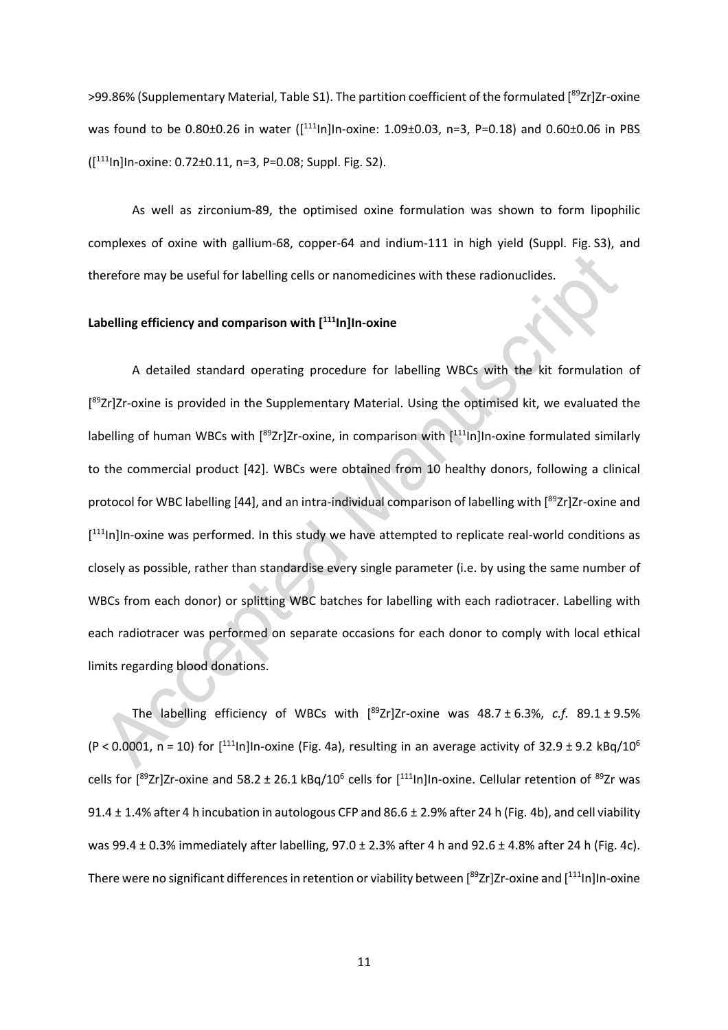>99.86% (Supplementary Material, Table S1). The partition coefficient of the formulated [$^{89}$Zr]Zr-oxine was found to be 0.80±0.26 in water ([$^{111}$In]In-oxine: 1.09±0.03, n=3, P=0.18) and 0.60±0.06 in PBS ([$^{111}$In]In-oxine: 0.72±0.11, n=3, P=0.08; Suppl. Fig. S2).

As well as zirconium-89, the optimised oxine formulation was shown to form lipophilic complexes of oxine with gallium-68, copper-64 and indium-111 in high yield (Suppl. Fig. S3), and therefore may be useful for labelling cells or nanomedicines with these radionuclides.

**Labelling efficiency and comparison with [$^{111}$In]In-oxine**

A detailed standard operating procedure for labelling WBCs with the kit formulation of [$^{89}$Zr]Zr-oxine is provided in the Supplementary Material. Using the optimised kit, we evaluated the labelling of human WBCs with [$^{89}$Zr]Zr-oxine, in comparison with [$^{111}$In]In-oxine formulated similarly to the commercial product [42]. WBCs were obtained from 10 healthy donors, following a clinical protocol for WBC labelling [44], and an intra-individual comparison of labelling with [$^{89}$Zr]Zr-oxine and [$^{111}$In]In-oxine was performed. In this study we have attempted to replicate real-world conditions as closely as possible, rather than standardise every single parameter (i.e. by using the same number of WBCs from each donor) or splitting WBC batches for labelling with each radiotracer. Labelling with each radiotracer was performed on separate occasions for each donor to comply with local ethical limits regarding blood donations.

The labelling efficiency of WBCs with [$^{89}$Zr]Zr-oxine was 48.7 ± 6.3%, *c.f.* 89.1 ± 9.5% ($P < 0.0001$, n = 10) for [$^{111}$In]In-oxine (Fig. 4a), resulting in an average activity of 32.9 ± 9.2 kBq/$10^6$ cells for [$^{89}$Zr]Zr-oxine and 58.2 ± 26.1 kBq/$10^6$ cells for [$^{111}$In]In-oxine. Cellular retention of $^{89}$Zr was 91.4 ± 1.4% after 4 h incubation in autologous CFP and 86.6 ± 2.9% after 24 h (Fig. 4b), and cell viability was 99.4 ± 0.3% immediately after labelling, 97.0 ± 2.3% after 4 h and 92.6 ± 4.8% after 24 h (Fig. 4c). There were no significant differences in retention or viability between [$^{89}$Zr]Zr-oxine and [$^{111}$In]In-oxine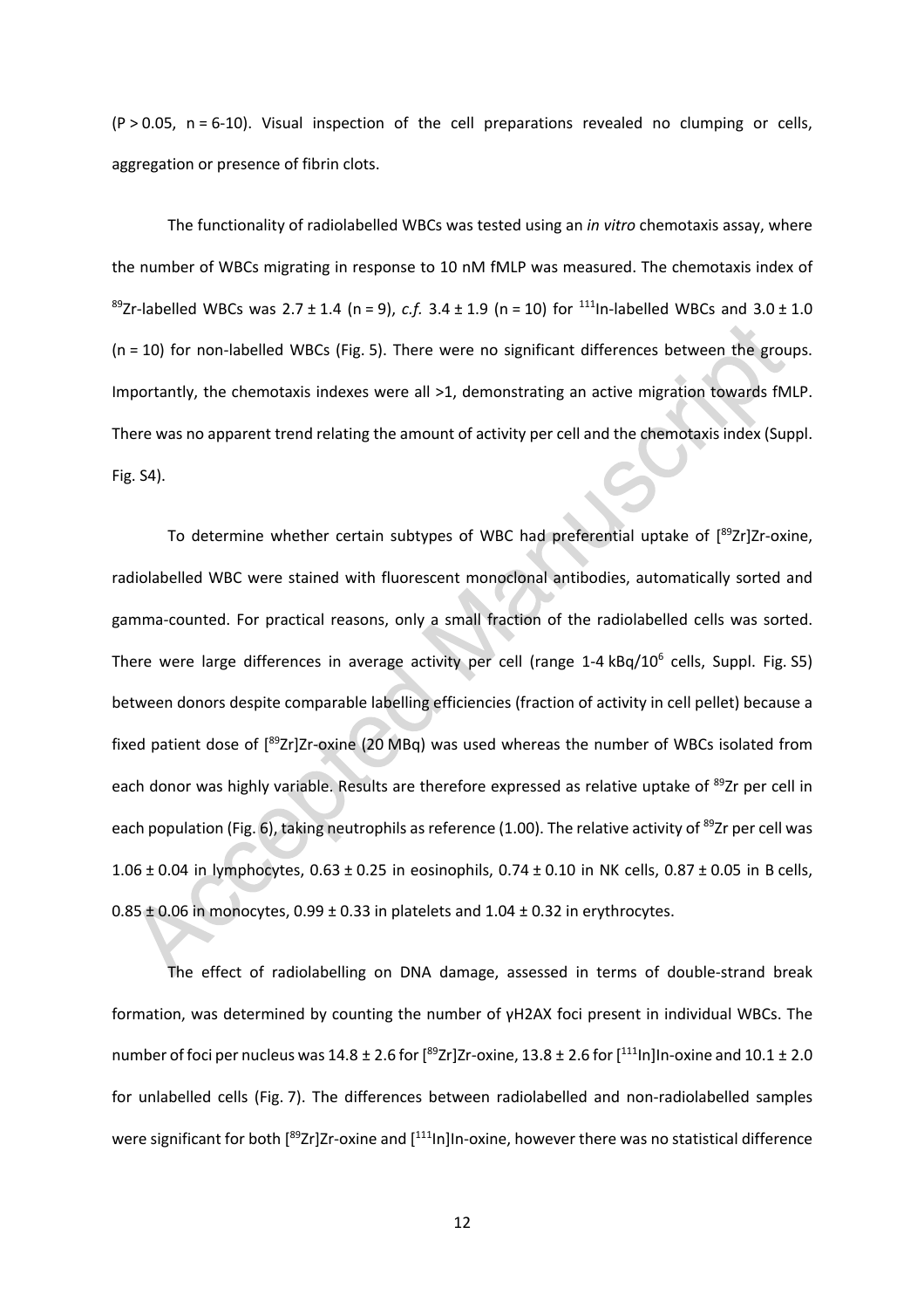($P > 0.05$, n = 6-10). Visual inspection of the cell preparations revealed no clumping or cells, aggregation or presence of fibrin clots.

The functionality of radiolabelled WBCs was tested using an *in vitro* chemotaxis assay, where the number of WBCs migrating in response to 10 nM fMLP was measured. The chemotaxis index of $^{89}$Zr-labelled WBCs was 2.7 ± 1.4 (n = 9), *c.f.* 3.4 ± 1.9 (n = 10) for $^{111}$In-labelled WBCs and 3.0 ± 1.0 (n = 10) for non-labelled WBCs (Fig. 5). There were no significant differences between the groups. Importantly, the chemotaxis indexes were all >1, demonstrating an active migration towards fMLP. There was no apparent trend relating the amount of activity per cell and the chemotaxis index (Suppl. Fig. S4).

To determine whether certain subtypes of WBC had preferential uptake of [$^{89}$Zr]Zr-oxine, radiolabelled WBC were stained with fluorescent monoclonal antibodies, automatically sorted and gamma-counted. For practical reasons, only a small fraction of the radiolabelled cells was sorted. There were large differences in average activity per cell (range 1-4 kBq/$10^6$ cells, Suppl. Fig. S5) between donors despite comparable labelling efficiencies (fraction of activity in cell pellet) because a fixed patient dose of [$^{89}$Zr]Zr-oxine (20 MBq) was used whereas the number of WBCs isolated from each donor was highly variable. Results are therefore expressed as relative uptake of $^{89}$Zr per cell in each population (Fig. 6), taking neutrophils as reference (1.00). The relative activity of $^{89}$Zr per cell was 1.06 ± 0.04 in lymphocytes, 0.63 ± 0.25 in eosinophils, 0.74 ± 0.10 in NK cells, 0.87 ± 0.05 in B cells, 0.85 ± 0.06 in monocytes, 0.99 ± 0.33 in platelets and 1.04 ± 0.32 in erythrocytes.

The effect of radiolabelling on DNA damage, assessed in terms of double-strand break formation, was determined by counting the number of γH2AX foci present in individual WBCs. The number of foci per nucleus was 14.8 ± 2.6 for [$^{89}$Zr]Zr-oxine, 13.8 ± 2.6 for [$^{111}$In]In-oxine and 10.1 ± 2.0 for unlabelled cells (Fig. 7). The differences between radiolabelled and non-radiolabelled samples were significant for both [$^{89}$Zr]Zr-oxine and [$^{111}$In]In-oxine, however there was no statistical difference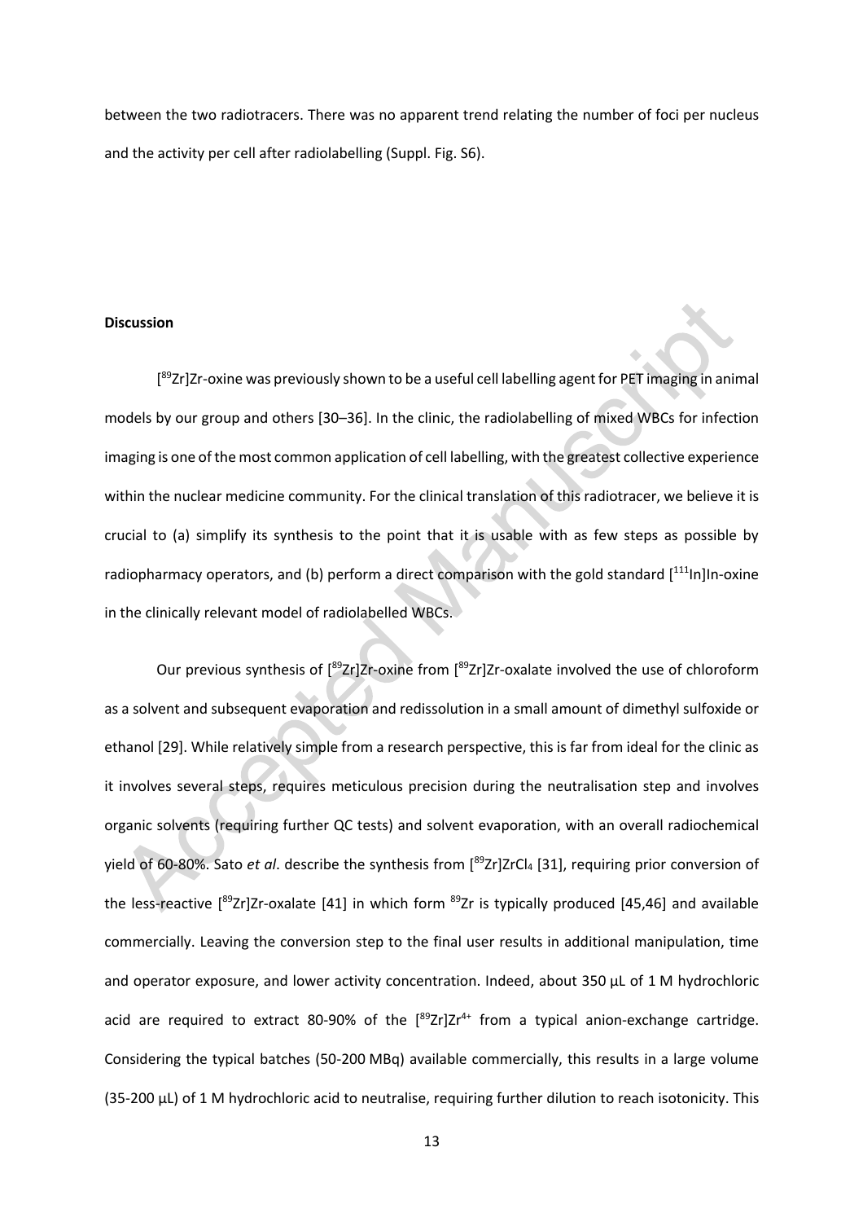between the two radiotracers. There was no apparent trend relating the number of foci per nucleus and the activity per cell after radiolabelling (Suppl. Fig. S6).

**Discussion**

[$^{89}$Zr]Zr-oxine was previously shown to be a useful cell labelling agent for PET imaging in animal models by our group and others [30–36]. In the clinic, the radiolabelling of mixed WBCs for infection imaging is one of the most common application of cell labelling, with the greatest collective experience within the nuclear medicine community. For the clinical translation of this radiotracer, we believe it is crucial to (a) simplify its synthesis to the point that it is usable with as few steps as possible by radiopharmacy operators, and (b) perform a direct comparison with the gold standard [$^{111}$In]In-oxine in the clinically relevant model of radiolabelled WBCs.

Our previous synthesis of [$^{89}$Zr]Zr-oxine from [$^{89}$Zr]Zr-oxalate involved the use of chloroform as a solvent and subsequent evaporation and redissolution in a small amount of dimethyl sulfoxide or ethanol [29]. While relatively simple from a research perspective, this is far from ideal for the clinic as it involves several steps, requires meticulous precision during the neutralisation step and involves organic solvents (requiring further QC tests) and solvent evaporation, with an overall radiochemical yield of 60-80%. Sato *et al*. describe the synthesis from [$^{89}$Zr]$ZrCl_4$ [31], requiring prior conversion of the less-reactive [$^{89}$Zr]Zr-oxalate [41] in which form $^{89}$Zr is typically produced [45,46] and available commercially. Leaving the conversion step to the final user results in additional manipulation, time and operator exposure, and lower activity concentration. Indeed, about 350 µL of 1 M hydrochloric acid are required to extract 80-90% of the [$^{89}$Zr]$Zr^{4+}$ from a typical anion-exchange cartridge. Considering the typical batches (50-200 MBq) available commercially, this results in a large volume (35-200 µL) of 1 M hydrochloric acid to neutralise, requiring further dilution to reach isotonicity. This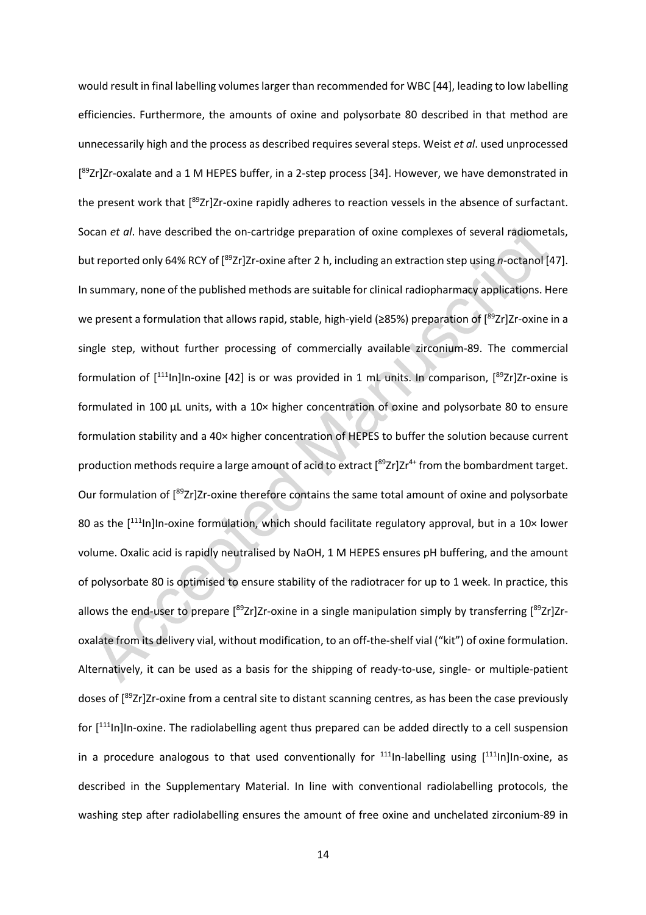would result in final labelling volumes larger than recommended for WBC [44], leading to low labelling efficiencies. Furthermore, the amounts of oxine and polysorbate 80 described in that method are unnecessarily high and the process as described requires several steps. Weist *et al*. used unprocessed [$^{89}$Zr]Zr-oxalate and a 1 M HEPES buffer, in a 2-step process [34]. However, we have demonstrated in the present work that [$^{89}$Zr]Zr-oxine rapidly adheres to reaction vessels in the absence of surfactant. Socan *et al*. have described the on-cartridge preparation of oxine complexes of several radiometals, but reported only 64% RCY of [$^{89}$Zr]Zr-oxine after 2 h, including an extraction step using *n*-octanol [47]. In summary, none of the published methods are suitable for clinical radiopharmacy applications. Here we present a formulation that allows rapid, stable, high-yield (≥85%) preparation of [$^{89}$Zr]Zr-oxine in a single step, without further processing of commercially available zirconium-89. The commercial formulation of [$^{111}$In]In-oxine [42] is or was provided in 1 mL units. In comparison, [$^{89}$Zr]Zr-oxine is formulated in 100 µL units, with a 10× higher concentration of oxine and polysorbate 80 to ensure formulation stability and a 40× higher concentration of HEPES to buffer the solution because current production methods require a large amount of acid to extract [$^{89}$Zr]$Zr^{4+}$ from the bombardment target. Our formulation of [$^{89}$Zr]Zr-oxine therefore contains the same total amount of oxine and polysorbate 80 as the [$^{111}$In]In-oxine formulation, which should facilitate regulatory approval, but in a 10× lower volume. Oxalic acid is rapidly neutralised by NaOH, 1 M HEPES ensures pH buffering, and the amount of polysorbate 80 is optimised to ensure stability of the radiotracer for up to 1 week. In practice, this allows the end-user to prepare [$^{89}$Zr]Zr-oxine in a single manipulation simply by transferring [$^{89}$Zr]Zr-oxalate from its delivery vial, without modification, to an off-the-shelf vial ("kit") of oxine formulation. Alternatively, it can be used as a basis for the shipping of ready-to-use, single- or multiple-patient doses of [$^{89}$Zr]Zr-oxine from a central site to distant scanning centres, as has been the case previously for [$^{111}$In]In-oxine. The radiolabelling agent thus prepared can be added directly to a cell suspension in a procedure analogous to that used conventionally for $^{111}$In-labelling using [$^{111}$In]In-oxine, as described in the Supplementary Material. In line with conventional radiolabelling protocols, the washing step after radiolabelling ensures the amount of free oxine and unchelated zirconium-89 in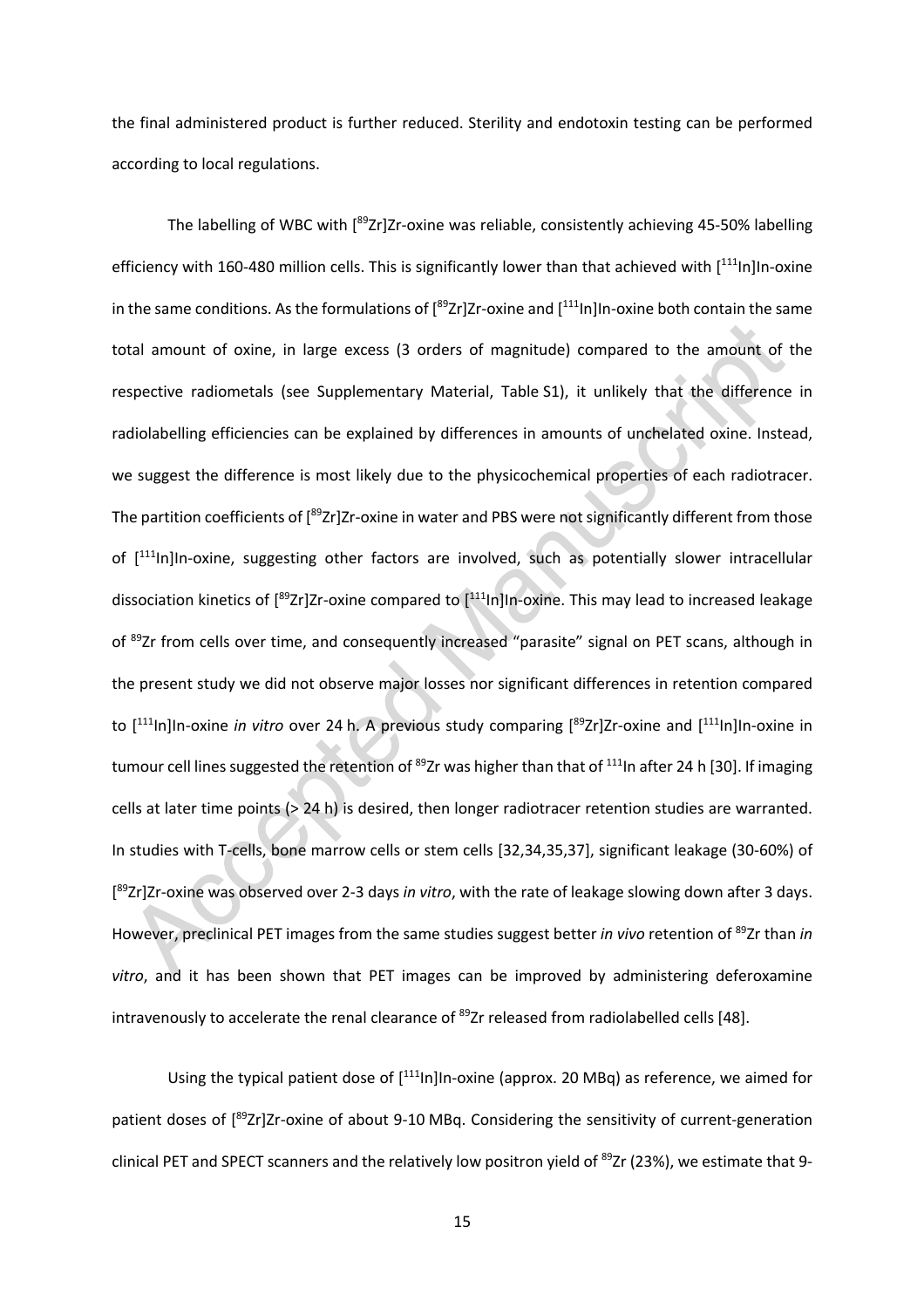the final administered product is further reduced. Sterility and endotoxin testing can be performed according to local regulations.

The labelling of WBC with [$^{89}$Zr]Zr-oxine was reliable, consistently achieving 45-50% labelling efficiency with 160-480 million cells. This is significantly lower than that achieved with [$^{111}$In]In-oxine in the same conditions. As the formulations of [$^{89}$Zr]Zr-oxine and [$^{111}$In]In-oxine both contain the same total amount of oxine, in large excess (3 orders of magnitude) compared to the amount of the respective radiometals (see Supplementary Material, Table S1), it unlikely that the difference in radiolabelling efficiencies can be explained by differences in amounts of unchelated oxine. Instead, we suggest the difference is most likely due to the physicochemical properties of each radiotracer. The partition coefficients of [$^{89}$Zr]Zr-oxine in water and PBS were not significantly different from those of [$^{111}$In]In-oxine, suggesting other factors are involved, such as potentially slower intracellular dissociation kinetics of [$^{89}$Zr]Zr-oxine compared to [$^{111}$In]In-oxine. This may lead to increased leakage of $^{89}$Zr from cells over time, and consequently increased "parasite" signal on PET scans, although in the present study we did not observe major losses nor significant differences in retention compared to [$^{111}$In]In-oxine *in vitro* over 24 h. A previous study comparing [$^{89}$Zr]Zr-oxine and [$^{111}$In]In-oxine in tumour cell lines suggested the retention of $^{89}$Zr was higher than that of $^{111}$In after 24 h [30]. If imaging cells at later time points (> 24 h) is desired, then longer radiotracer retention studies are warranted. In studies with T-cells, bone marrow cells or stem cells [32,34,35,37], significant leakage (30-60%) of [$^{89}$Zr]Zr-oxine was observed over 2-3 days *in vitro*, with the rate of leakage slowing down after 3 days. However, preclinical PET images from the same studies suggest better *in vivo* retention of $^{89}$Zr than *in vitro*, and it has been shown that PET images can be improved by administering deferoxamine intravenously to accelerate the renal clearance of $^{89}$Zr released from radiolabelled cells [48].

Using the typical patient dose of [$^{111}$In]In-oxine (approx. 20 MBq) as reference, we aimed for patient doses of [$^{89}$Zr]Zr-oxine of about 9-10 MBq. Considering the sensitivity of current-generation clinical PET and SPECT scanners and the relatively low positron yield of $^{89}$Zr (23%), we estimate that 9-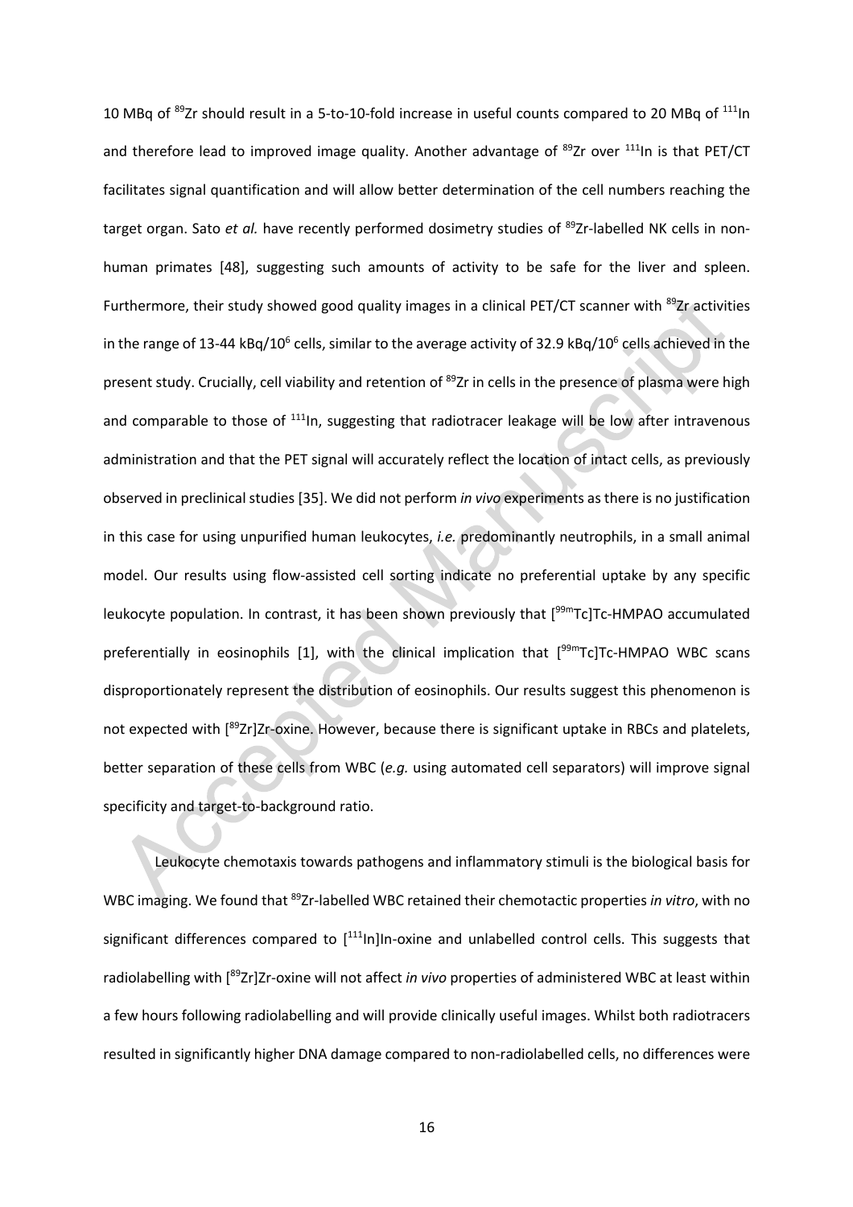10 MBq of $^{89}$Zr should result in a 5-to-10-fold increase in useful counts compared to 20 MBq of $^{111}$In and therefore lead to improved image quality. Another advantage of $^{89}$Zr over $^{111}$In is that PET/CT facilitates signal quantification and will allow better determination of the cell numbers reaching the target organ. Sato *et al.* have recently performed dosimetry studies of $^{89}$Zr-labelled NK cells in non-human primates [48], suggesting such amounts of activity to be safe for the liver and spleen. Furthermore, their study showed good quality images in a clinical PET/CT scanner with $^{89}$Zr activities in the range of 13-44 kBq/10$^6$ cells, similar to the average activity of 32.9 kBq/10$^6$ cells achieved in the present study. Crucially, cell viability and retention of $^{89}$Zr in cells in the presence of plasma were high and comparable to those of $^{111}$In, suggesting that radiotracer leakage will be low after intravenous administration and that the PET signal will accurately reflect the location of intact cells, as previously observed in preclinical studies [35]. We did not perform *in vivo* experiments as there is no justification in this case for using unpurified human leukocytes, *i.e.* predominantly neutrophils, in a small animal model. Our results using flow-assisted cell sorting indicate no preferential uptake by any specific leukocyte population. In contrast, it has been shown previously that [$^{99m}$Tc]Tc-HMPAO accumulated preferentially in eosinophils [1], with the clinical implication that [$^{99m}$Tc]Tc-HMPAO WBC scans disproportionately represent the distribution of eosinophils. Our results suggest this phenomenon is not expected with [$^{89}$Zr]Zr-oxine. However, because there is significant uptake in RBCs and platelets, better separation of these cells from WBC (*e.g.* using automated cell separators) will improve signal specificity and target-to-background ratio.

Leukocyte chemotaxis towards pathogens and inflammatory stimuli is the biological basis for WBC imaging. We found that $^{89}$Zr-labelled WBC retained their chemotactic properties *in vitro*, with no significant differences compared to [$^{111}$In]In-oxine and unlabelled control cells. This suggests that radiolabelling with [$^{89}$Zr]Zr-oxine will not affect *in vivo* properties of administered WBC at least within a few hours following radiolabelling and will provide clinically useful images. Whilst both radiotracers resulted in significantly higher DNA damage compared to non-radiolabelled cells, no differences were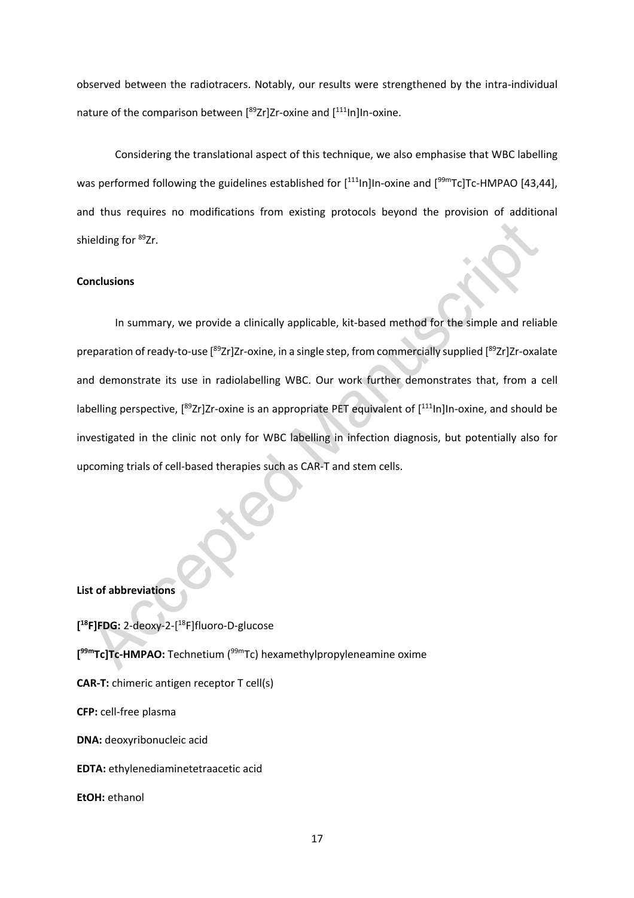observed between the radiotracers. Notably, our results were strengthened by the intra-individual nature of the comparison between [$^{89}$Zr]Zr-oxine and [$^{111}$In]In-oxine.

Considering the translational aspect of this technique, we also emphasise that WBC labelling was performed following the guidelines established for [$^{111}$In]In-oxine and [$^{99m}$Tc]Tc-HMPAO [43,44], and thus requires no modifications from existing protocols beyond the provision of additional shielding for $^{89}$Zr.

**Conclusions**

In summary, we provide a clinically applicable, kit-based method for the simple and reliable preparation of ready-to-use [$^{89}$Zr]Zr-oxine, in a single step, from commercially supplied [$^{89}$Zr]Zr-oxalate and demonstrate its use in radiolabelling WBC. Our work further demonstrates that, from a cell labelling perspective, [$^{89}$Zr]Zr-oxine is an appropriate PET equivalent of [$^{111}$In]In-oxine, and should be investigated in the clinic not only for WBC labelling in infection diagnosis, but potentially also for upcoming trials of cell-based therapies such as CAR-T and stem cells.

**List of abbreviations**

**[$^{18}$F]FDG:** 2-deoxy-2-[$^{18}$F]fluoro-D-glucose

**[$^{99m}$Tc]Tc-HMPAO:** Technetium ($^{99m}$Tc) hexamethylpropyleneamine oxime

**CAR-T:** chimeric antigen receptor T cell(s)

**CFP:** cell-free plasma

**DNA:** deoxyribonucleic acid

**EDTA:** ethylenediaminetetraacetic acid

**EtOH:** ethanol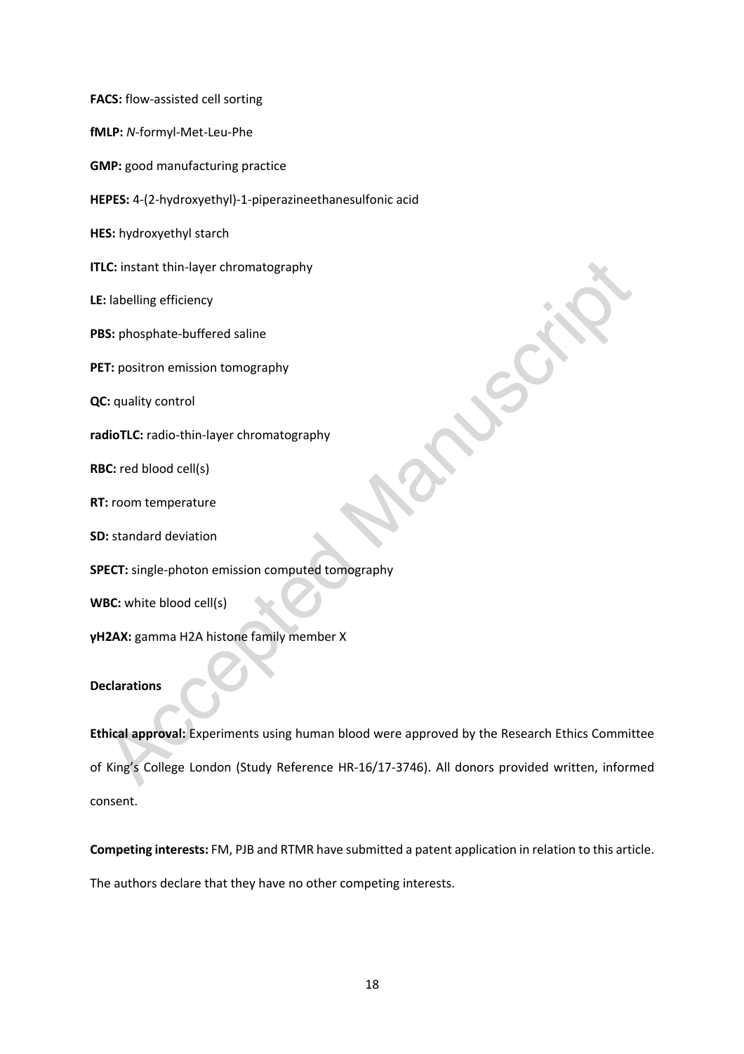**FACS:** flow-assisted cell sorting

**fMLP:** *N*-formyl-Met-Leu-Phe

**GMP:** good manufacturing practice

**HEPES:** 4-(2-hydroxyethyl)-1-piperazineethanesulfonic acid

**HES:** hydroxyethyl starch

**ITLC:** instant thin-layer chromatography

**LE:** labelling efficiency

**PBS:** phosphate-buffered saline

**PET:** positron emission tomography

**QC:** quality control

**radioTLC:** radio-thin-layer chromatography

**RBC:** red blood cell(s)

**RT:** room temperature

**SD:** standard deviation

**SPECT:** single-photon emission computed tomography

**WBC:** white blood cell(s)

**γH2AX:** gamma H2A histone family member X

**Declarations**

**Ethical approval:** Experiments using human blood were approved by the Research Ethics Committee of King's College London (Study Reference HR-16/17-3746). All donors provided written, informed consent.

**Competing interests:** FM, PJB and RTMR have submitted a patent application in relation to this article. The authors declare that they have no other competing interests.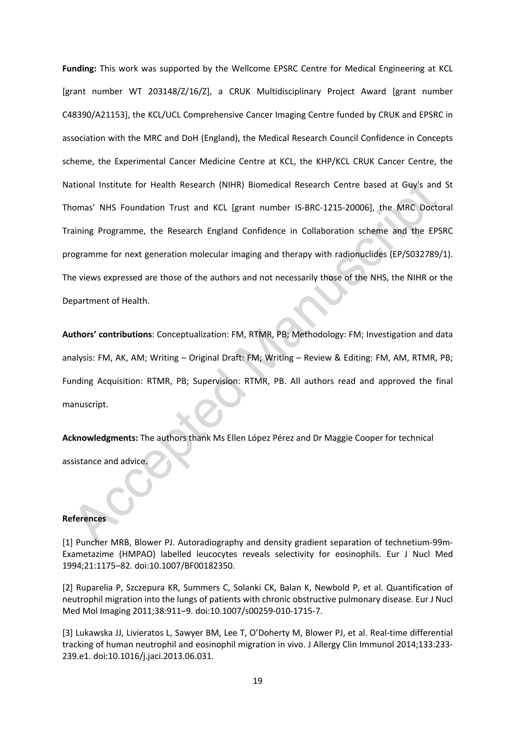**Funding:** This work was supported by the Wellcome EPSRC Centre for Medical Engineering at KCL [grant number WT 203148/Z/16/Z], a CRUK Multidisciplinary Project Award [grant number C48390/A21153], the KCL/UCL Comprehensive Cancer Imaging Centre funded by CRUK and EPSRC in association with the MRC and DoH (England), the Medical Research Council Confidence in Concepts scheme, the Experimental Cancer Medicine Centre at KCL, the KHP/KCL CRUK Cancer Centre, the National Institute for Health Research (NIHR) Biomedical Research Centre based at Guy's and St Thomas' NHS Foundation Trust and KCL [grant number IS-BRC-1215-20006], the MRC Doctoral Training Programme, the Research England Confidence in Collaboration scheme and the EPSRC programme for next generation molecular imaging and therapy with radionuclides (EP/S032789/1). The views expressed are those of the authors and not necessarily those of the NHS, the NIHR or the Department of Health.

**Authors' contributions**: Conceptualization: FM, RTMR, PB; Methodology: FM; Investigation and data analysis: FM, AK, AM; Writing – Original Draft: FM; Writing – Review & Editing: FM, AM, RTMR, PB; Funding Acquisition: RTMR, PB; Supervision: RTMR, PB. All authors read and approved the final manuscript.

**Acknowledgments:** The authors thank Ms Ellen López Pérez and Dr Maggie Cooper for technical assistance and advice.

**References**

[1] Puncher MRB, Blower PJ. Autoradiography and density gradient separation of technetium-99m-Exametazime (HMPAO) labelled leucocytes reveals selectivity for eosinophils. Eur J Nucl Med 1994;21:1175–82. doi:10.1007/BF00182350.

[2] Ruparelia P, Szczepura KR, Summers C, Solanki CK, Balan K, Newbold P, et al. Quantification of neutrophil migration into the lungs of patients with chronic obstructive pulmonary disease. Eur J Nucl Med Mol Imaging 2011;38:911–9. doi:10.1007/s00259-010-1715-7.

[3] Lukawska JJ, Livieratos L, Sawyer BM, Lee T, O'Doherty M, Blower PJ, et al. Real-time differential tracking of human neutrophil and eosinophil migration in vivo. J Allergy Clin Immunol 2014;133:233-239.e1. doi:10.1016/j.jaci.2013.06.031.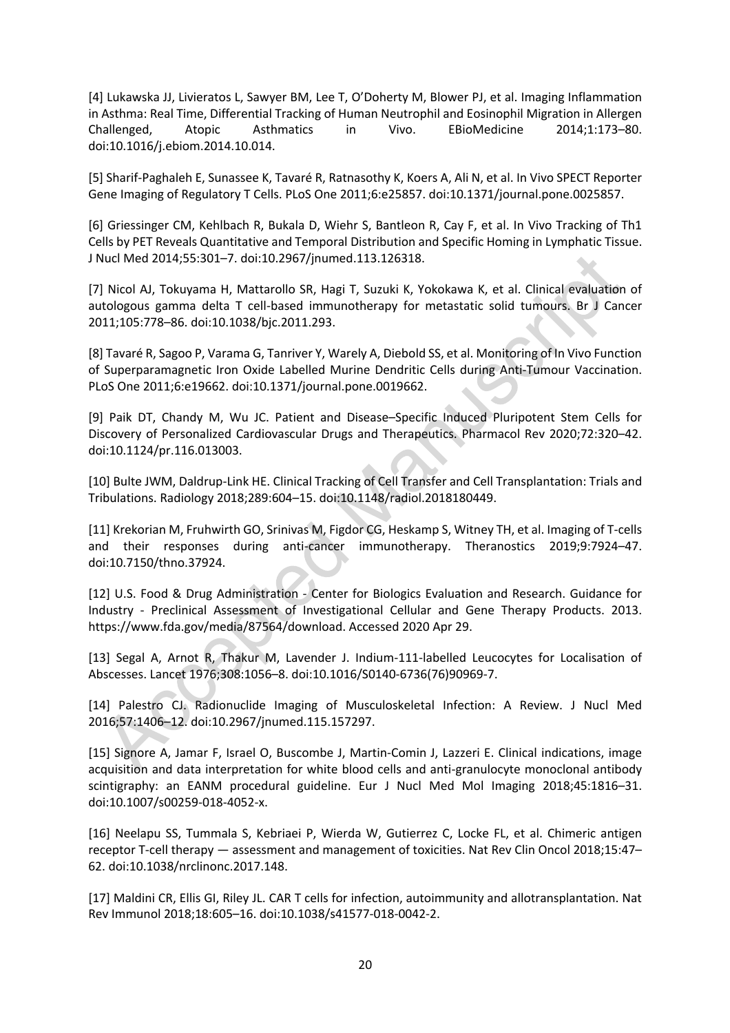[4] Lukawska JJ, Livieratos L, Sawyer BM, Lee T, O'Doherty M, Blower PJ, et al. Imaging Inflammation in Asthma: Real Time, Differential Tracking of Human Neutrophil and Eosinophil Migration in Allergen Challenged, Atopic Asthmatics in Vivo. EBioMedicine 2014;1:173–80. doi:10.1016/j.ebiom.2014.10.014.

[5] Sharif-Paghaleh E, Sunassee K, Tavaré R, Ratnasothy K, Koers A, Ali N, et al. In Vivo SPECT Reporter Gene Imaging of Regulatory T Cells. PLoS One 2011;6:e25857. doi:10.1371/journal.pone.0025857.

[6] Griessinger CM, Kehlbach R, Bukala D, Wiehr S, Bantleon R, Cay F, et al. In Vivo Tracking of Th1 Cells by PET Reveals Quantitative and Temporal Distribution and Specific Homing in Lymphatic Tissue. J Nucl Med 2014;55:301–7. doi:10.2967/jnumed.113.126318.

[7] Nicol AJ, Tokuyama H, Mattarollo SR, Hagi T, Suzuki K, Yokokawa K, et al. Clinical evaluation of autologous gamma delta T cell-based immunotherapy for metastatic solid tumours. Br J Cancer 2011;105:778–86. doi:10.1038/bjc.2011.293.

[8] Tavaré R, Sagoo P, Varama G, Tanriver Y, Warely A, Diebold SS, et al. Monitoring of In Vivo Function of Superparamagnetic Iron Oxide Labelled Murine Dendritic Cells during Anti-Tumour Vaccination. PLoS One 2011;6:e19662. doi:10.1371/journal.pone.0019662.

[9] Paik DT, Chandy M, Wu JC. Patient and Disease–Specific Induced Pluripotent Stem Cells for Discovery of Personalized Cardiovascular Drugs and Therapeutics. Pharmacol Rev 2020;72:320–42. doi:10.1124/pr.116.013003.

[10] Bulte JWM, Daldrup-Link HE. Clinical Tracking of Cell Transfer and Cell Transplantation: Trials and Tribulations. Radiology 2018;289:604–15. doi:10.1148/radiol.2018180449.

[11] Krekorian M, Fruhwirth GO, Srinivas M, Figdor CG, Heskamp S, Witney TH, et al. Imaging of T-cells and their responses during anti-cancer immunotherapy. Theranostics 2019;9:7924–47. doi:10.7150/thno.37924.

[12] U.S. Food & Drug Administration - Center for Biologics Evaluation and Research. Guidance for Industry - Preclinical Assessment of Investigational Cellular and Gene Therapy Products. 2013. https://www.fda.gov/media/87564/download. Accessed 2020 Apr 29.

[13] Segal A, Arnot R, Thakur M, Lavender J. Indium-111-labelled Leucocytes for Localisation of Abscesses. Lancet 1976;308:1056–8. doi:10.1016/S0140-6736(76)90969-7.

[14] Palestro CJ. Radionuclide Imaging of Musculoskeletal Infection: A Review. J Nucl Med 2016;57:1406–12. doi:10.2967/jnumed.115.157297.

[15] Signore A, Jamar F, Israel O, Buscombe J, Martin-Comin J, Lazzeri E. Clinical indications, image acquisition and data interpretation for white blood cells and anti-granulocyte monoclonal antibody scintigraphy: an EANM procedural guideline. Eur J Nucl Med Mol Imaging 2018;45:1816–31. doi:10.1007/s00259-018-4052-x.

[16] Neelapu SS, Tummala S, Kebriaei P, Wierda W, Gutierrez C, Locke FL, et al. Chimeric antigen receptor T-cell therapy — assessment and management of toxicities. Nat Rev Clin Oncol 2018;15:47–62. doi:10.1038/nrclinonc.2017.148.

[17] Maldini CR, Ellis GI, Riley JL. CAR T cells for infection, autoimmunity and allotransplantation. Nat Rev Immunol 2018;18:605–16. doi:10.1038/s41577-018-0042-2.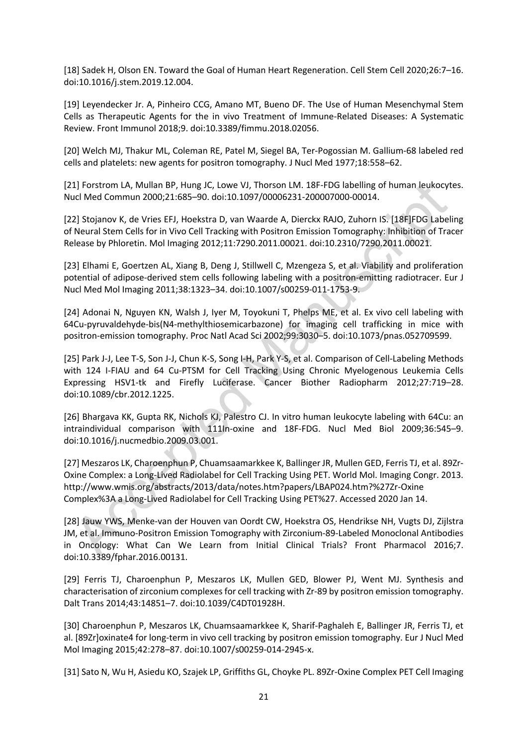[18] Sadek H, Olson EN. Toward the Goal of Human Heart Regeneration. Cell Stem Cell 2020;26:7–16. doi:10.1016/j.stem.2019.12.004.

[19] Leyendecker Jr. A, Pinheiro CCG, Amano MT, Bueno DF. The Use of Human Mesenchymal Stem Cells as Therapeutic Agents for the in vivo Treatment of Immune-Related Diseases: A Systematic Review. Front Immunol 2018;9. doi:10.3389/fimmu.2018.02056.

[20] Welch MJ, Thakur ML, Coleman RE, Patel M, Siegel BA, Ter-Pogossian M. Gallium-68 labeled red cells and platelets: new agents for positron tomography. J Nucl Med 1977;18:558–62.

[21] Forstrom LA, Mullan BP, Hung JC, Lowe VJ, Thorson LM. 18F-FDG labelling of human leukocytes. Nucl Med Commun 2000;21:685–90. doi:10.1097/00006231-200007000-00014.

[22] Stojanov K, de Vries EFJ, Hoekstra D, van Waarde A, Dierckx RAJO, Zuhorn IS. [18F]FDG Labeling of Neural Stem Cells for in Vivo Cell Tracking with Positron Emission Tomography: Inhibition of Tracer Release by Phloretin. Mol Imaging 2012;11:7290.2011.00021. doi:10.2310/7290.2011.00021.

[23] Elhami E, Goertzen AL, Xiang B, Deng J, Stillwell C, Mzengeza S, et al. Viability and proliferation potential of adipose-derived stem cells following labeling with a positron-emitting radiotracer. Eur J Nucl Med Mol Imaging 2011;38:1323–34. doi:10.1007/s00259-011-1753-9.

[24] Adonai N, Nguyen KN, Walsh J, Iyer M, Toyokuni T, Phelps ME, et al. Ex vivo cell labeling with 64Cu-pyruvaldehyde-bis(N4-methylthiosemicarbazone) for imaging cell trafficking in mice with positron-emission tomography. Proc Natl Acad Sci 2002;99:3030–5. doi:10.1073/pnas.052709599.

[25] Park J-J, Lee T-S, Son J-J, Chun K-S, Song I-H, Park Y-S, et al. Comparison of Cell-Labeling Methods with 124 I-FIAU and 64 Cu-PTSM for Cell Tracking Using Chronic Myelogenous Leukemia Cells Expressing HSV1-tk and Firefly Luciferase. Cancer Biother Radiopharm 2012;27:719–28. doi:10.1089/cbr.2012.1225.

[26] Bhargava KK, Gupta RK, Nichols KJ, Palestro CJ. In vitro human leukocyte labeling with 64Cu: an intraindividual comparison with 111In-oxine and 18F-FDG. Nucl Med Biol 2009;36:545–9. doi:10.1016/j.nucmedbio.2009.03.001.

[27] Meszaros LK, Charoenphun P, Chuamsaamarkkee K, Ballinger JR, Mullen GED, Ferris TJ, et al. 89Zr-Oxine Complex: a Long-Lived Radiolabel for Cell Tracking Using PET. World Mol. Imaging Congr. 2013. http://www.wmis.org/abstracts/2013/data/notes.htm?papers/LBAP024.htm?%27Zr-Oxine Complex%3A a Long-Lived Radiolabel for Cell Tracking Using PET%27. Accessed 2020 Jan 14.

[28] Jauw YWS, Menke-van der Houven van Oordt CW, Hoekstra OS, Hendrikse NH, Vugts DJ, Zijlstra JM, et al. Immuno-Positron Emission Tomography with Zirconium-89-Labeled Monoclonal Antibodies in Oncology: What Can We Learn from Initial Clinical Trials? Front Pharmacol 2016;7. doi:10.3389/fphar.2016.00131.

[29] Ferris TJ, Charoenphun P, Meszaros LK, Mullen GED, Blower PJ, Went MJ. Synthesis and characterisation of zirconium complexes for cell tracking with Zr-89 by positron emission tomography. Dalt Trans 2014;43:14851–7. doi:10.1039/C4DT01928H.

[30] Charoenphun P, Meszaros LK, Chuamsaamarkkee K, Sharif-Paghaleh E, Ballinger JR, Ferris TJ, et al. [89Zr]oxinate4 for long-term in vivo cell tracking by positron emission tomography. Eur J Nucl Med Mol Imaging 2015;42:278–87. doi:10.1007/s00259-014-2945-x.

[31] Sato N, Wu H, Asiedu KO, Szajek LP, Griffiths GL, Choyke PL. 89Zr-Oxine Complex PET Cell Imaging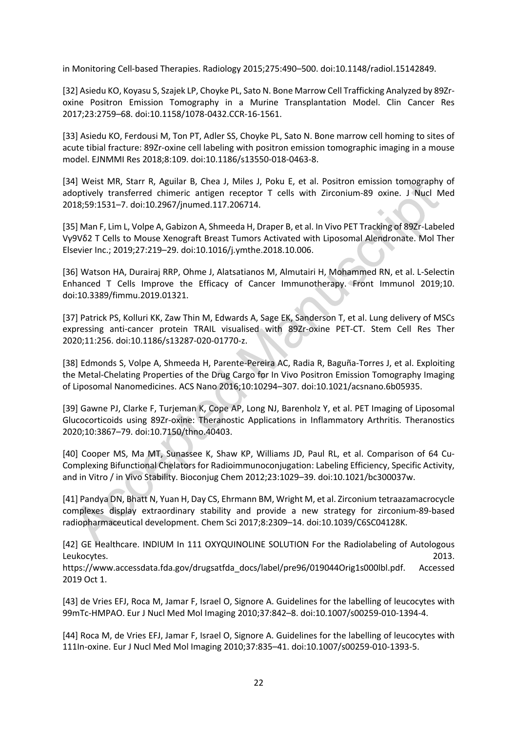in Monitoring Cell-based Therapies. Radiology 2015;275:490–500. doi:10.1148/radiol.15142849.

[32] Asiedu KO, Koyasu S, Szajek LP, Choyke PL, Sato N. Bone Marrow Cell Trafficking Analyzed by 89Zr-oxine Positron Emission Tomography in a Murine Transplantation Model. Clin Cancer Res 2017;23:2759–68. doi:10.1158/1078-0432.CCR-16-1561.

[33] Asiedu KO, Ferdousi M, Ton PT, Adler SS, Choyke PL, Sato N. Bone marrow cell homing to sites of acute tibial fracture: 89Zr-oxine cell labeling with positron emission tomographic imaging in a mouse model. EJNMMI Res 2018;8:109. doi:10.1186/s13550-018-0463-8.

[34] Weist MR, Starr R, Aguilar B, Chea J, Miles J, Poku E, et al. Positron emission tomography of adoptively transferred chimeric antigen receptor T cells with Zirconium-89 oxine. J Nucl Med 2018;59:1531–7. doi:10.2967/jnumed.117.206714.

[35] Man F, Lim L, Volpe A, Gabizon A, Shmeeda H, Draper B, et al. In Vivo PET Tracking of 89Zr-Labeled Vγ9Vδ2 T Cells to Mouse Xenograft Breast Tumors Activated with Liposomal Alendronate. Mol Ther Elsevier Inc.; 2019;27:219–29. doi:10.1016/j.ymthe.2018.10.006.

[36] Watson HA, Durairaj RRP, Ohme J, Alatsatianos M, Almutairi H, Mohammed RN, et al. L-Selectin Enhanced T Cells Improve the Efficacy of Cancer Immunotherapy. Front Immunol 2019;10. doi:10.3389/fimmu.2019.01321.

[37] Patrick PS, Kolluri KK, Zaw Thin M, Edwards A, Sage EK, Sanderson T, et al. Lung delivery of MSCs expressing anti-cancer protein TRAIL visualised with 89Zr-oxine PET-CT. Stem Cell Res Ther 2020;11:256. doi:10.1186/s13287-020-01770-z.

[38] Edmonds S, Volpe A, Shmeeda H, Parente-Pereira AC, Radia R, Baguña-Torres J, et al. Exploiting the Metal-Chelating Properties of the Drug Cargo for In Vivo Positron Emission Tomography Imaging of Liposomal Nanomedicines. ACS Nano 2016;10:10294–307. doi:10.1021/acsnano.6b05935.

[39] Gawne PJ, Clarke F, Turjeman K, Cope AP, Long NJ, Barenholz Y, et al. PET Imaging of Liposomal Glucocorticoids using 89Zr-oxine: Theranostic Applications in Inflammatory Arthritis. Theranostics 2020;10:3867–79. doi:10.7150/thno.40403.

[40] Cooper MS, Ma MT, Sunassee K, Shaw KP, Williams JD, Paul RL, et al. Comparison of 64 Cu-Complexing Bifunctional Chelators for Radioimmunoconjugation: Labeling Efficiency, Specific Activity, and in Vitro / in Vivo Stability. Bioconjug Chem 2012;23:1029–39. doi:10.1021/bc300037w.

[41] Pandya DN, Bhatt N, Yuan H, Day CS, Ehrmann BM, Wright M, et al. Zirconium tetraazamacrocycle complexes display extraordinary stability and provide a new strategy for zirconium-89-based radiopharmaceutical development. Chem Sci 2017;8:2309–14. doi:10.1039/C6SC04128K.

[42] GE Healthcare. INDIUM In 111 OXYQUINOLINE SOLUTION For the Radiolabeling of Autologous Leukocytes. 2013. https://www.accessdata.fda.gov/drugsatfda_docs/label/pre96/019044Orig1s000lbl.pdf. Accessed 2019 Oct 1.

[43] de Vries EFJ, Roca M, Jamar F, Israel O, Signore A. Guidelines for the labelling of leucocytes with 99mTc-HMPAO. Eur J Nucl Med Mol Imaging 2010;37:842–8. doi:10.1007/s00259-010-1394-4.

[44] Roca M, de Vries EFJ, Jamar F, Israel O, Signore A. Guidelines for the labelling of leucocytes with 111In-oxine. Eur J Nucl Med Mol Imaging 2010;37:835–41. doi:10.1007/s00259-010-1393-5.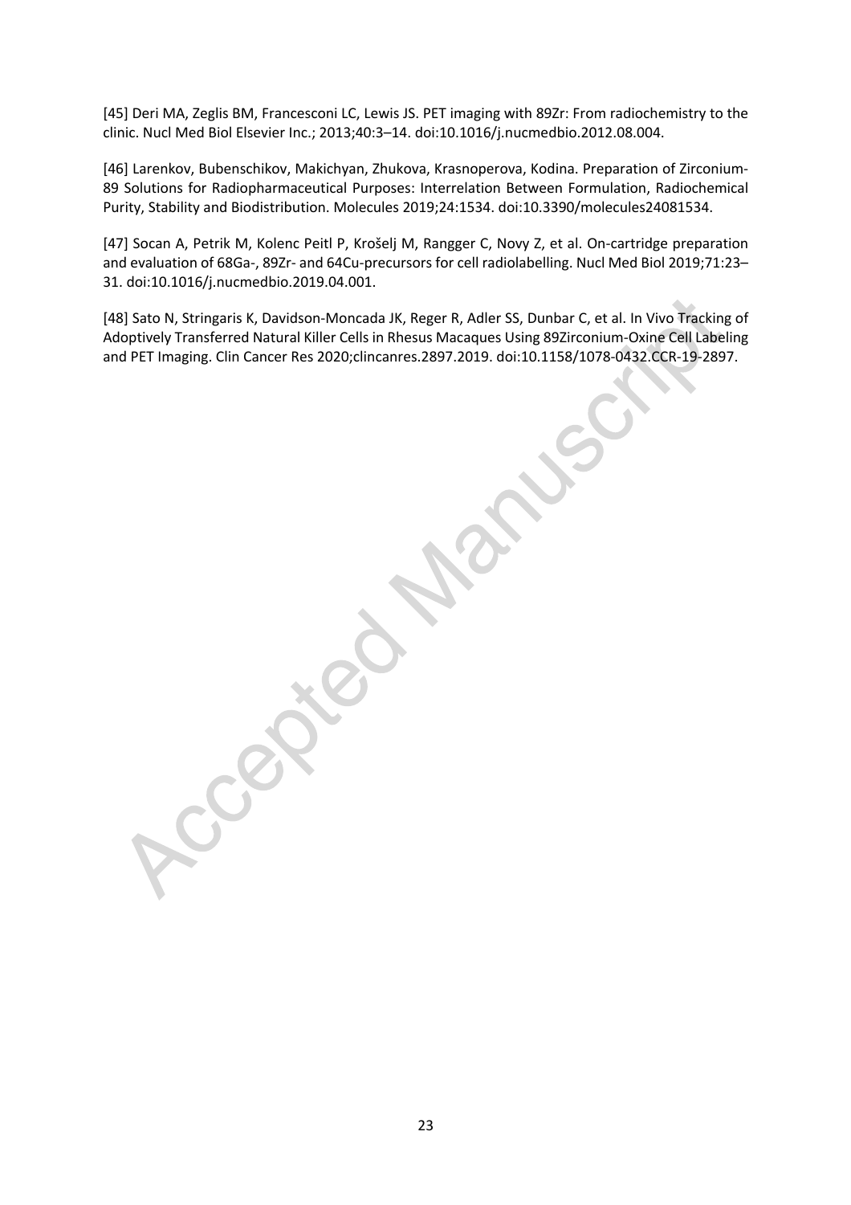[45] Deri MA, Zeglis BM, Francesconi LC, Lewis JS. PET imaging with 89Zr: From radiochemistry to the clinic. Nucl Med Biol Elsevier Inc.; 2013;40:3–14. doi:10.1016/j.nucmedbio.2012.08.004.

[46] Larenkov, Bubenschikov, Makichyan, Zhukova, Krasnoperova, Kodina. Preparation of Zirconium-89 Solutions for Radiopharmaceutical Purposes: Interrelation Between Formulation, Radiochemical Purity, Stability and Biodistribution. Molecules 2019;24:1534. doi:10.3390/molecules24081534.

[47] Socan A, Petrik M, Kolenc Peitl P, Krošelj M, Rangger C, Novy Z, et al. On-cartridge preparation and evaluation of 68Ga-, 89Zr- and 64Cu-precursors for cell radiolabelling. Nucl Med Biol 2019;71:23–31. doi:10.1016/j.nucmedbio.2019.04.001.

[48] Sato N, Stringaris K, Davidson-Moncada JK, Reger R, Adler SS, Dunbar C, et al. In Vivo Tracking of Adoptively Transferred Natural Killer Cells in Rhesus Macaques Using 89Zirconium-Oxine Cell Labeling and PET Imaging. Clin Cancer Res 2020;clincanres.2897.2019. doi:10.1158/1078-0432.CCR-19-2897.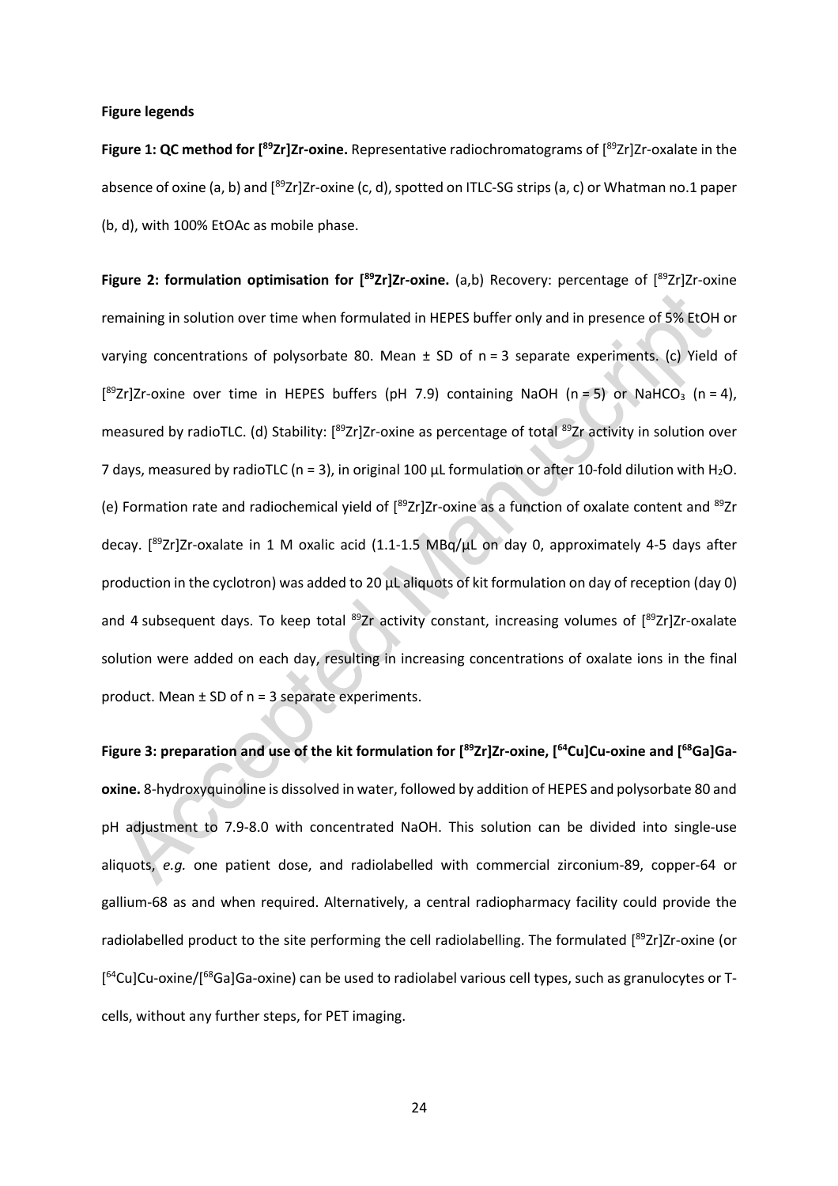**Figure legends**

**Figure 1: QC method for [$^{89}$Zr]Zr-oxine.** Representative radiochromatograms of [$^{89}$Zr]Zr-oxalate in the absence of oxine (a, b) and [$^{89}$Zr]Zr-oxine (c, d), spotted on ITLC-SG strips (a, c) or Whatman no.1 paper (b, d), with 100% EtOAc as mobile phase.

**Figure 2: formulation optimisation for [$^{89}$Zr]Zr-oxine.** (a,b) Recovery: percentage of [$^{89}$Zr]Zr-oxine remaining in solution over time when formulated in HEPES buffer only and in presence of 5% EtOH or varying concentrations of polysorbate 80. Mean ± SD of n = 3 separate experiments. (c) Yield of [$^{89}$Zr]Zr-oxine over time in HEPES buffers (pH 7.9) containing NaOH (n = 5) or $NaHCO_3$ (n = 4), measured by radioTLC. (d) Stability: [$^{89}$Zr]Zr-oxine as percentage of total $^{89}$Zr activity in solution over 7 days, measured by radioTLC (n = 3), in original 100 µL formulation or after 10-fold dilution with $H_2O$. (e) Formation rate and radiochemical yield of [$^{89}$Zr]Zr-oxine as a function of oxalate content and $^{89}$Zr decay. [$^{89}$Zr]Zr-oxalate in 1 M oxalic acid (1.1-1.5 MBq/µL on day 0, approximately 4-5 days after production in the cyclotron) was added to 20 µL aliquots of kit formulation on day of reception (day 0) and 4 subsequent days. To keep total $^{89}$Zr activity constant, increasing volumes of [$^{89}$Zr]Zr-oxalate solution were added on each day, resulting in increasing concentrations of oxalate ions in the final product. Mean ± SD of n = 3 separate experiments.

**Figure 3: preparation and use of the kit formulation for [$^{89}$Zr]Zr-oxine, [$^{64}$Cu]Cu-oxine and [$^{68}$Ga]Ga-oxine.** 8-hydroxyquinoline is dissolved in water, followed by addition of HEPES and polysorbate 80 and pH adjustment to 7.9-8.0 with concentrated NaOH. This solution can be divided into single-use aliquots, *e.g.* one patient dose, and radiolabelled with commercial zirconium-89, copper-64 or gallium-68 as and when required. Alternatively, a central radiopharmacy facility could provide the radiolabelled product to the site performing the cell radiolabelling. The formulated [$^{89}$Zr]Zr-oxine (or [$^{64}$Cu]Cu-oxine/[$^{68}$Ga]Ga-oxine) can be used to radiolabel various cell types, such as granulocytes or T-cells, without any further steps, for PET imaging.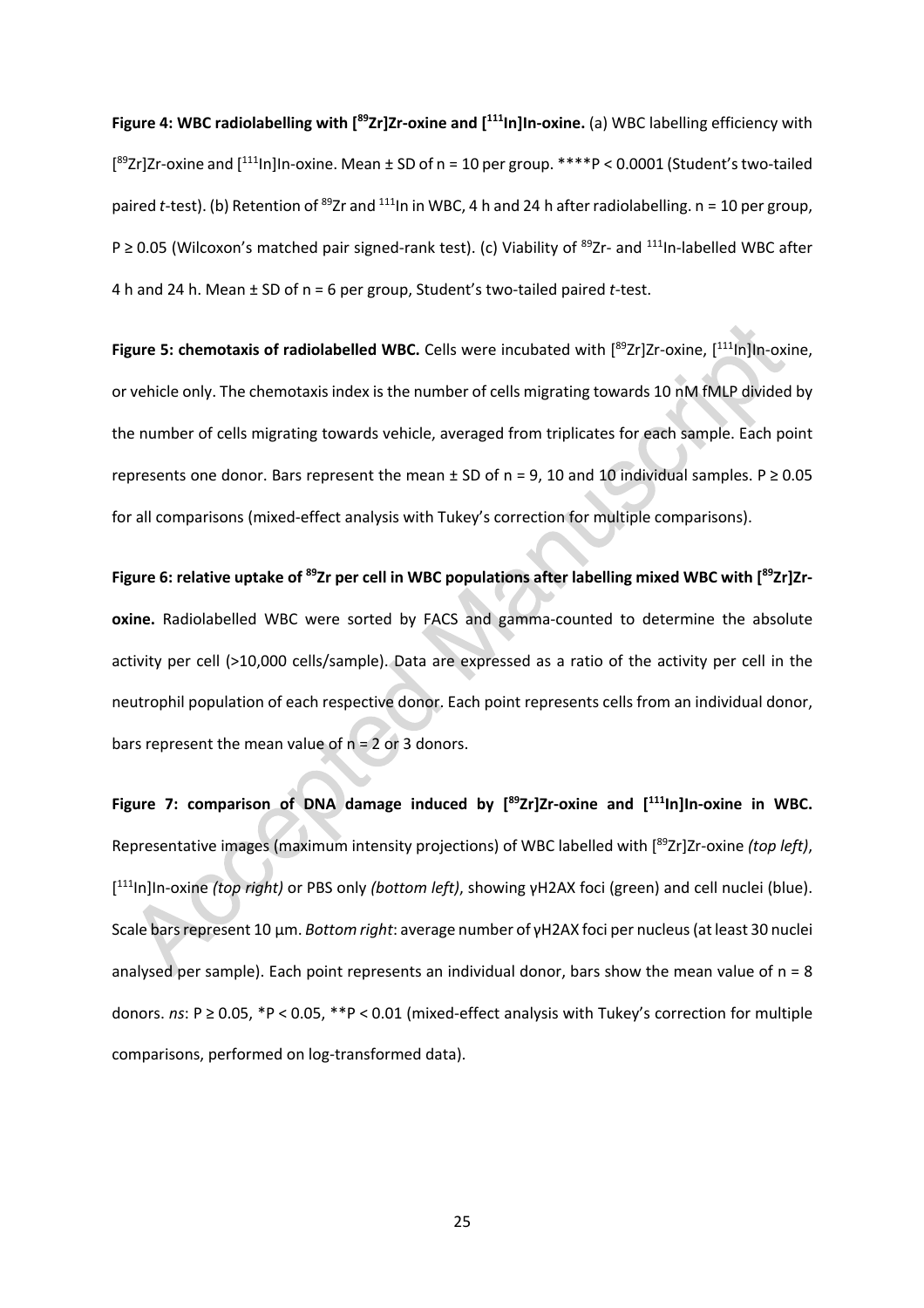**Figure 4: WBC radiolabelling with [$^{89}$Zr]Zr-oxine and [$^{111}$In]In-oxine.** (a) WBC labelling efficiency with [$^{89}$Zr]Zr-oxine and [$^{111}$In]In-oxine. Mean ± SD of n = 10 per group. ****P < 0.0001 (Student's two-tailed paired *t*-test). (b) Retention of $^{89}$Zr and $^{111}$In in WBC, 4 h and 24 h after radiolabelling. n = 10 per group, P ≥ 0.05 (Wilcoxon's matched pair signed-rank test). (c) Viability of $^{89}$Zr- and $^{111}$In-labelled WBC after 4 h and 24 h. Mean ± SD of n = 6 per group, Student's two-tailed paired *t*-test.

**Figure 5: chemotaxis of radiolabelled WBC.** Cells were incubated with [$^{89}$Zr]Zr-oxine, [$^{111}$In]In-oxine, or vehicle only. The chemotaxis index is the number of cells migrating towards 10 nM fMLP divided by the number of cells migrating towards vehicle, averaged from triplicates for each sample. Each point represents one donor. Bars represent the mean ± SD of n = 9, 10 and 10 individual samples. P ≥ 0.05 for all comparisons (mixed-effect analysis with Tukey's correction for multiple comparisons).

**Figure 6: relative uptake of $^{89}$Zr per cell in WBC populations after labelling mixed WBC with [$^{89}$Zr]Zr-oxine.** Radiolabelled WBC were sorted by FACS and gamma-counted to determine the absolute activity per cell (>10,000 cells/sample). Data are expressed as a ratio of the activity per cell in the neutrophil population of each respective donor. Each point represents cells from an individual donor, bars represent the mean value of n = 2 or 3 donors.

**Figure 7: comparison of DNA damage induced by [$^{89}$Zr]Zr-oxine and [$^{111}$In]In-oxine in WBC.** Representative images (maximum intensity projections) of WBC labelled with [$^{89}$Zr]Zr-oxine *(top left)*, [$^{111}$In]In-oxine *(top right)* or PBS only *(bottom left)*, showing γH2AX foci (green) and cell nuclei (blue). Scale bars represent 10 µm. *Bottom right*: average number of γH2AX foci per nucleus (at least 30 nuclei analysed per sample). Each point represents an individual donor, bars show the mean value of n = 8 donors. *ns*: P ≥ 0.05, *P < 0.05, **P < 0.01 (mixed-effect analysis with Tukey's correction for multiple comparisons, performed on log-transformed data).